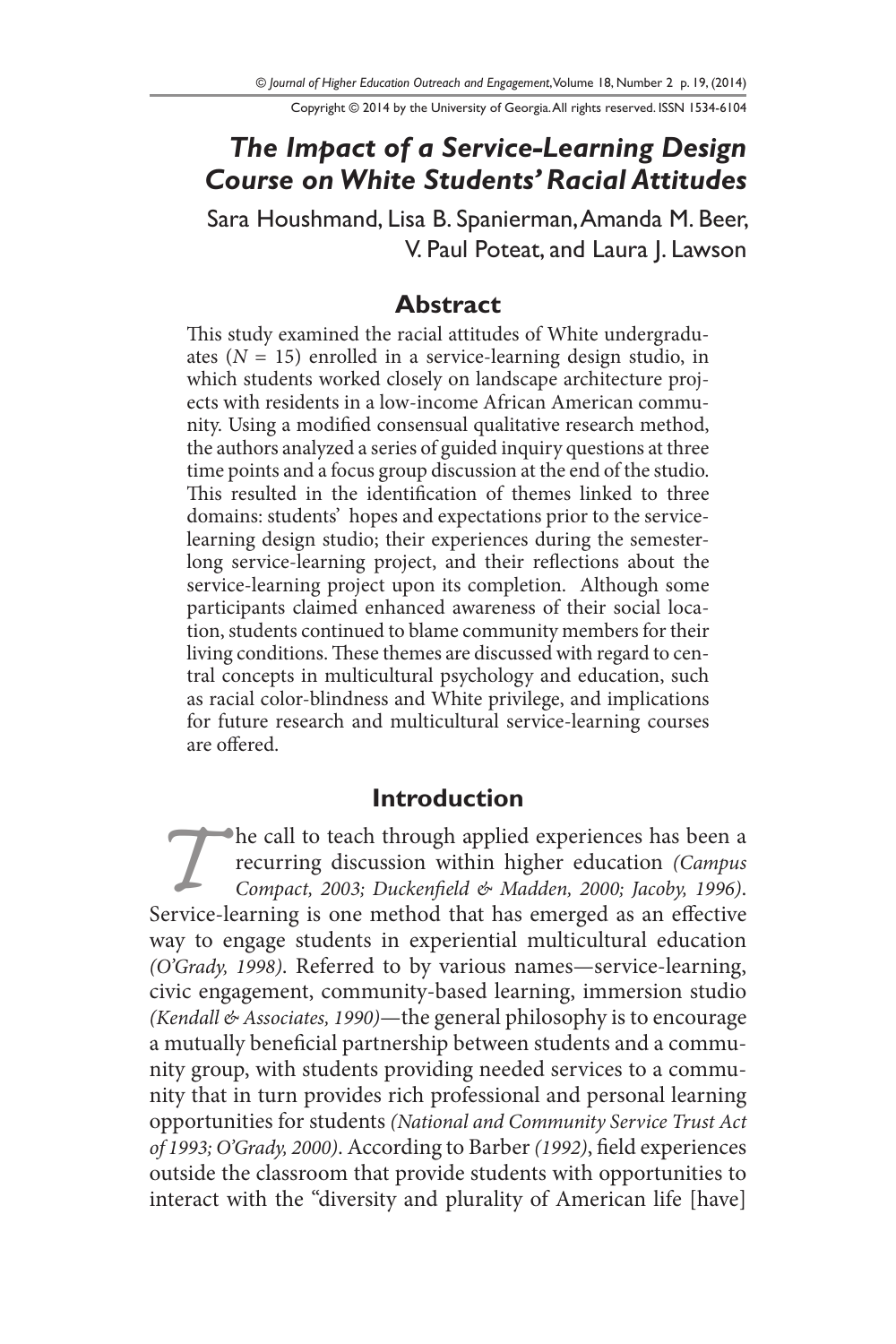# The Impact of a Service-Learning Design Course on White Students' Racial Attitudes

Sara Houshmand, Lisa B. Spanierman, Amanda M. Beer, V. Paul Poteat, and Laura J. Lawson

## Abstract

This study examined the racial attitudes of White undergraduates ($N$ = 15) enrolled in a service-learning design studio, in which students worked closely on landscape architecture projects with residents in a low-income African American community. Using a modified consensual qualitative research method, the authors analyzed a series of guided inquiry questions at three time points and a focus group discussion at the end of the studio. This resulted in the identification of themes linked to three domains: students' hopes and expectations prior to the service-learning design studio; their experiences during the semester-long service-learning project, and their reflections about the service-learning project upon its completion. Although some participants claimed enhanced awareness of their social location, students continued to blame community members for their living conditions. These themes are discussed with regard to central concepts in multicultural psychology and education, such as racial color-blindness and White privilege, and implications for future research and multicultural service-learning courses are offered.

## Introduction

The call to teach through applied experiences has been a recurring discussion within higher education *(Campus Compact, 2003; Duckenfield & Madden, 2000; Jacoby, 1996)*. Service-learning is one method that has emerged as an effective way to engage students in experiential multicultural education *(O'Grady, 1998)*. Referred to by various names—service-learning, civic engagement, community-based learning, immersion studio *(Kendall & Associates, 1990)*—the general philosophy is to encourage a mutually beneficial partnership between students and a community group, with students providing needed services to a community that in turn provides rich professional and personal learning opportunities for students *(National and Community Service Trust Act of 1993; O'Grady, 2000)*. According to Barber *(1992)*, field experiences outside the classroom that provide students with opportunities to interact with the "diversity and plurality of American life [have]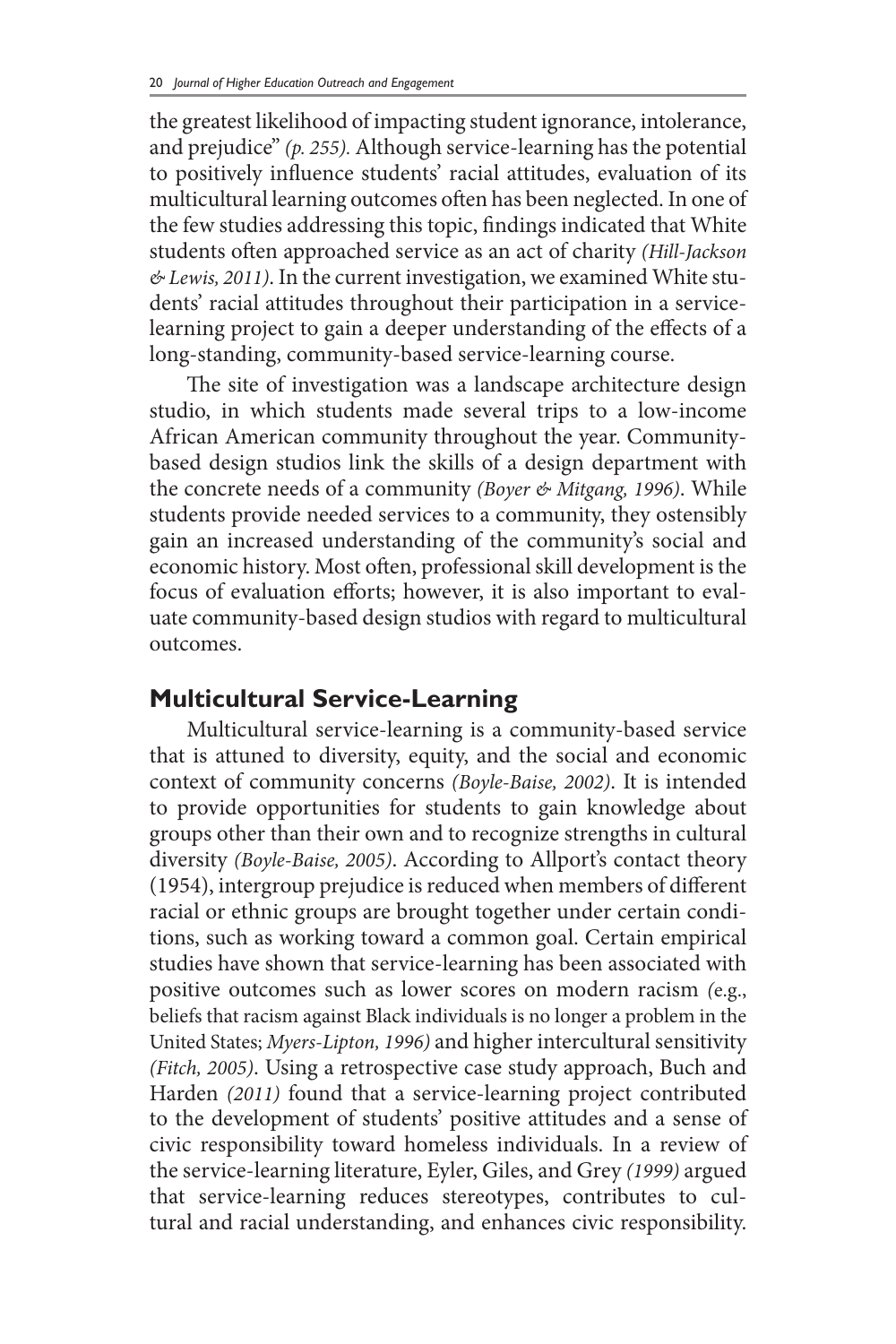the greatest likelihood of impacting student ignorance, intolerance, and prejudice" *(p. 255).* Although service-learning has the potential to positively influence students' racial attitudes, evaluation of its multicultural learning outcomes often has been neglected. In one of the few studies addressing this topic, findings indicated that White students often approached service as an act of charity *(Hill-Jackson & Lewis, 2011)*. In the current investigation, we examined White students' racial attitudes throughout their participation in a service-learning project to gain a deeper understanding of the effects of a long-standing, community-based service-learning course.

The site of investigation was a landscape architecture design studio, in which students made several trips to a low-income African American community throughout the year. Community-based design studios link the skills of a design department with the concrete needs of a community *(Boyer & Mitgang, 1996)*. While students provide needed services to a community, they ostensibly gain an increased understanding of the community's social and economic history. Most often, professional skill development is the focus of evaluation efforts; however, it is also important to evaluate community-based design studios with regard to multicultural outcomes.

## Multicultural Service-Learning

Multicultural service-learning is a community-based service that is attuned to diversity, equity, and the social and economic context of community concerns *(Boyle-Baise, 2002)*. It is intended to provide opportunities for students to gain knowledge about groups other than their own and to recognize strengths in cultural diversity *(Boyle-Baise, 2005)*. According to Allport's contact theory (1954), intergroup prejudice is reduced when members of different racial or ethnic groups are brought together under certain conditions, such as working toward a common goal. Certain empirical studies have shown that service-learning has been associated with positive outcomes such as lower scores on modern racism (e.g., beliefs that racism against Black individuals is no longer a problem in the United States; *Myers-Lipton, 1996)* and higher intercultural sensitivity *(Fitch, 2005)*. Using a retrospective case study approach, Buch and Harden *(2011)* found that a service-learning project contributed to the development of students' positive attitudes and a sense of civic responsibility toward homeless individuals. In a review of the service-learning literature, Eyler, Giles, and Grey *(1999)* argued that service-learning reduces stereotypes, contributes to cultural and racial understanding, and enhances civic responsibility.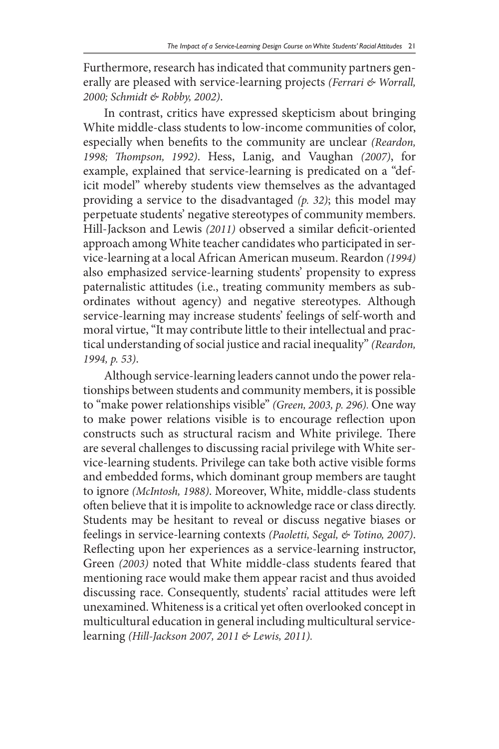Furthermore, research has indicated that community partners generally are pleased with service-learning projects *(Ferrari & Worrall, 2000; Schmidt & Robby, 2002)*.

In contrast, critics have expressed skepticism about bringing White middle-class students to low-income communities of color, especially when benefits to the community are unclear *(Reardon, 1998; Thompson, 1992)*. Hess, Lanig, and Vaughan *(2007)*, for example, explained that service-learning is predicated on a "deficit model" whereby students view themselves as the advantaged providing a service to the disadvantaged *(p. 32)*; this model may perpetuate students' negative stereotypes of community members. Hill-Jackson and Lewis *(2011)* observed a similar deficit-oriented approach among White teacher candidates who participated in service-learning at a local African American museum. Reardon *(1994)* also emphasized service-learning students' propensity to express paternalistic attitudes (i.e., treating community members as subordinates without agency) and negative stereotypes. Although service-learning may increase students' feelings of self-worth and moral virtue, "It may contribute little to their intellectual and practical understanding of social justice and racial inequality" *(Reardon, 1994, p. 53)*.

Although service-learning leaders cannot undo the power relationships between students and community members, it is possible to "make power relationships visible" *(Green, 2003, p. 296).* One way to make power relations visible is to encourage reflection upon constructs such as structural racism and White privilege. There are several challenges to discussing racial privilege with White service-learning students. Privilege can take both active visible forms and embedded forms, which dominant group members are taught to ignore *(McIntosh, 1988)*. Moreover, White, middle-class students often believe that it is impolite to acknowledge race or class directly. Students may be hesitant to reveal or discuss negative biases or feelings in service-learning contexts *(Paoletti, Segal, & Totino, 2007)*. Reflecting upon her experiences as a service-learning instructor, Green *(2003)* noted that White middle-class students feared that mentioning race would make them appear racist and thus avoided discussing race. Consequently, students' racial attitudes were left unexamined. Whiteness is a critical yet often overlooked concept in multicultural education in general including multicultural service-learning *(Hill-Jackson 2007, 2011 & Lewis, 2011).*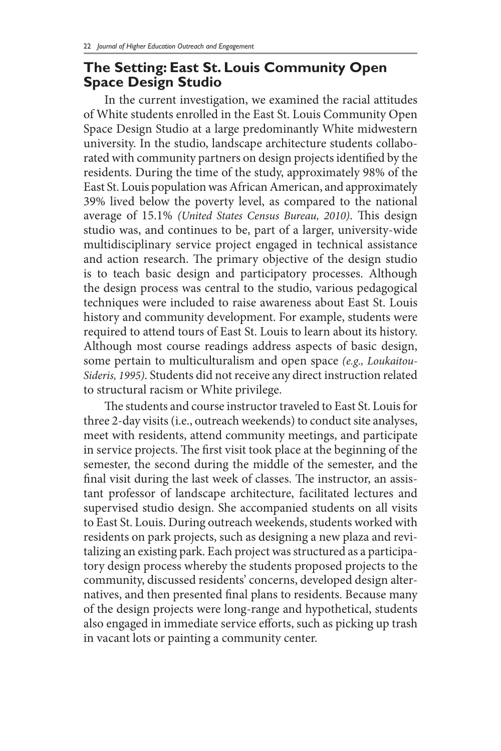## The Setting: East St. Louis Community Open Space Design Studio

In the current investigation, we examined the racial attitudes of White students enrolled in the East St. Louis Community Open Space Design Studio at a large predominantly White midwestern university. In the studio, landscape architecture students collaborated with community partners on design projects identified by the residents. During the time of the study, approximately 98% of the East St. Louis population was African American, and approximately 39% lived below the poverty level, as compared to the national average of 15.1% *(United States Census Bureau, 2010)*. This design studio was, and continues to be, part of a larger, university-wide multidisciplinary service project engaged in technical assistance and action research. The primary objective of the design studio is to teach basic design and participatory processes. Although the design process was central to the studio, various pedagogical techniques were included to raise awareness about East St. Louis history and community development. For example, students were required to attend tours of East St. Louis to learn about its history. Although most course readings address aspects of basic design, some pertain to multiculturalism and open space *(e.g., Loukaitou-Sideris, 1995)*. Students did not receive any direct instruction related to structural racism or White privilege.

The students and course instructor traveled to East St. Louis for three 2-day visits (i.e., outreach weekends) to conduct site analyses, meet with residents, attend community meetings, and participate in service projects. The first visit took place at the beginning of the semester, the second during the middle of the semester, and the final visit during the last week of classes. The instructor, an assistant professor of landscape architecture, facilitated lectures and supervised studio design. She accompanied students on all visits to East St. Louis. During outreach weekends, students worked with residents on park projects, such as designing a new plaza and revitalizing an existing park. Each project was structured as a participatory design process whereby the students proposed projects to the community, discussed residents' concerns, developed design alternatives, and then presented final plans to residents. Because many of the design projects were long-range and hypothetical, students also engaged in immediate service efforts, such as picking up trash in vacant lots or painting a community center.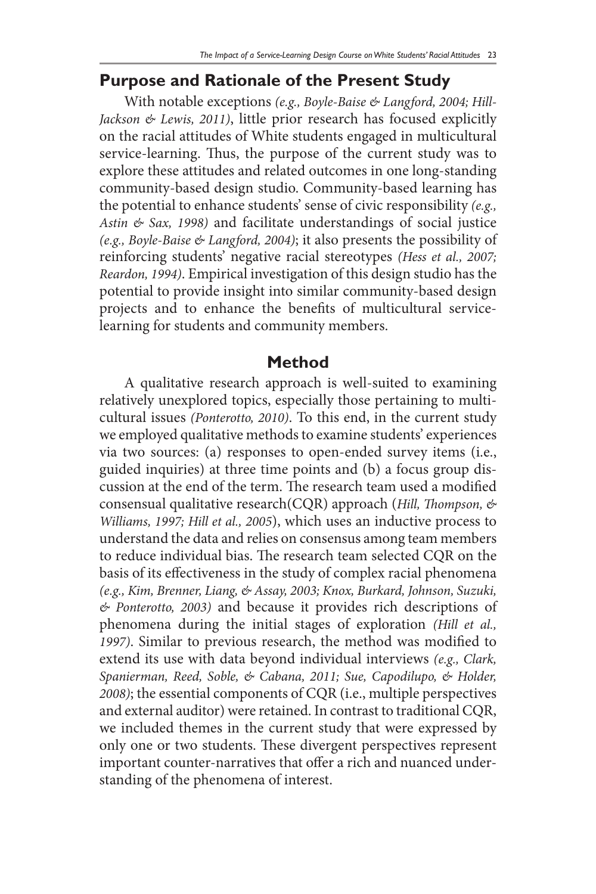## Purpose and Rationale of the Present Study

With notable exceptions *(e.g., Boyle-Baise & Langford, 2004; Hill-Jackson & Lewis, 2011)*, little prior research has focused explicitly on the racial attitudes of White students engaged in multicultural service-learning. Thus, the purpose of the current study was to explore these attitudes and related outcomes in one long-standing community-based design studio. Community-based learning has the potential to enhance students' sense of civic responsibility *(e.g., Astin & Sax, 1998)* and facilitate understandings of social justice *(e.g., Boyle-Baise & Langford, 2004)*; it also presents the possibility of reinforcing students' negative racial stereotypes *(Hess et al., 2007; Reardon, 1994)*. Empirical investigation of this design studio has the potential to provide insight into similar community-based design projects and to enhance the benefits of multicultural service-learning for students and community members.

## Method

A qualitative research approach is well-suited to examining relatively unexplored topics, especially those pertaining to multicultural issues *(Ponterotto, 2010)*. To this end, in the current study we employed qualitative methods to examine students' experiences via two sources: (a) responses to open-ended survey items (i.e., guided inquiries) at three time points and (b) a focus group discussion at the end of the term. The research team used a modified consensual qualitative research(CQR) approach (*Hill, Thompson, & Williams, 1997; Hill et al., 2005*), which uses an inductive process to understand the data and relies on consensus among team members to reduce individual bias. The research team selected CQR on the basis of its effectiveness in the study of complex racial phenomena *(e.g., Kim, Brenner, Liang, & Assay, 2003; Knox, Burkard, Johnson, Suzuki, & Ponterotto, 2003)* and because it provides rich descriptions of phenomena during the initial stages of exploration *(Hill et al., 1997)*. Similar to previous research, the method was modified to extend its use with data beyond individual interviews *(e.g., Clark, Spanierman, Reed, Soble, & Cabana, 2011; Sue, Capodilupo, & Holder, 2008)*; the essential components of CQR (i.e., multiple perspectives and external auditor) were retained. In contrast to traditional CQR, we included themes in the current study that were expressed by only one or two students. These divergent perspectives represent important counter-narratives that offer a rich and nuanced understanding of the phenomena of interest.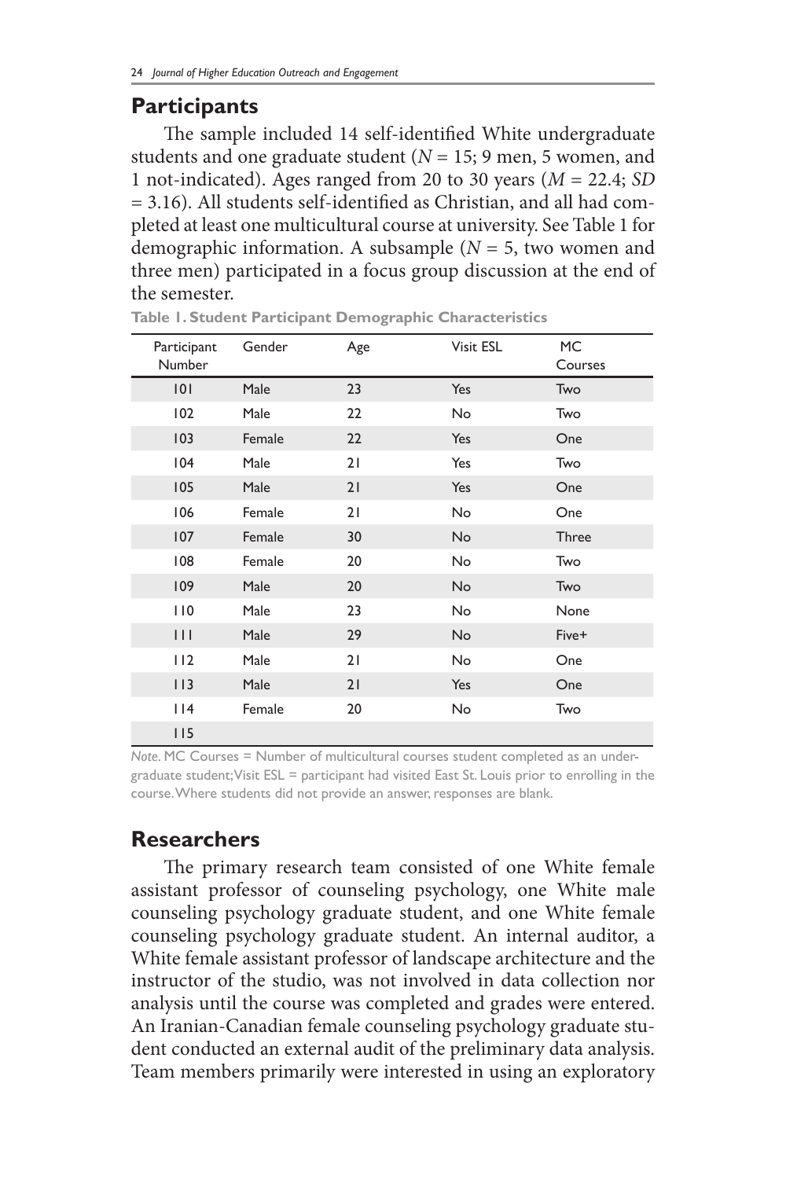## Participants

The sample included 14 self-identified White undergraduate students and one graduate student ($N$ = 15; 9 men, 5 women, and 1 not-indicated). Ages ranged from 20 to 30 years ($M$ = 22.4; $SD$ = 3.16). All students self-identified as Christian, and all had completed at least one multicultural course at university. See Table 1 for demographic information. A subsample ($N$ = 5, two women and three men) participated in a focus group discussion at the end of the semester.

**Table 1. Student Participant Demographic Characteristics**

| Participant Number | Gender | Age | Visit ESL | MC Courses |
|---|---|---|---|---|
| 101 | Male | 23 | Yes | Two |
| 102 | Male | 22 | No | Two |
| 103 | Female | 22 | Yes | One |
| 104 | Male | 21 | Yes | Two |
| 105 | Male | 21 | Yes | One |
| 106 | Female | 21 | No | One |
| 107 | Female | 30 | No | Three |
| 108 | Female | 20 | No | Two |
| 109 | Male | 20 | No | Two |
| 110 | Male | 23 | No | None |
| 111 | Male | 29 | No | Five+ |
| 112 | Male | 21 | No | One |
| 113 | Male | 21 | Yes | One |
| 114 | Female | 20 | No | Two |
| 115 | | | | |

*Note*. MC Courses = Number of multicultural courses student completed as an undergraduate student; Visit ESL = participant had visited East St. Louis prior to enrolling in the course. Where students did not provide an answer, responses are blank.

## Researchers

The primary research team consisted of one White female assistant professor of counseling psychology, one White male counseling psychology graduate student, and one White female counseling psychology graduate student. An internal auditor, a White female assistant professor of landscape architecture and the instructor of the studio, was not involved in data collection nor analysis until the course was completed and grades were entered. An Iranian-Canadian female counseling psychology graduate student conducted an external audit of the preliminary data analysis. Team members primarily were interested in using an exploratory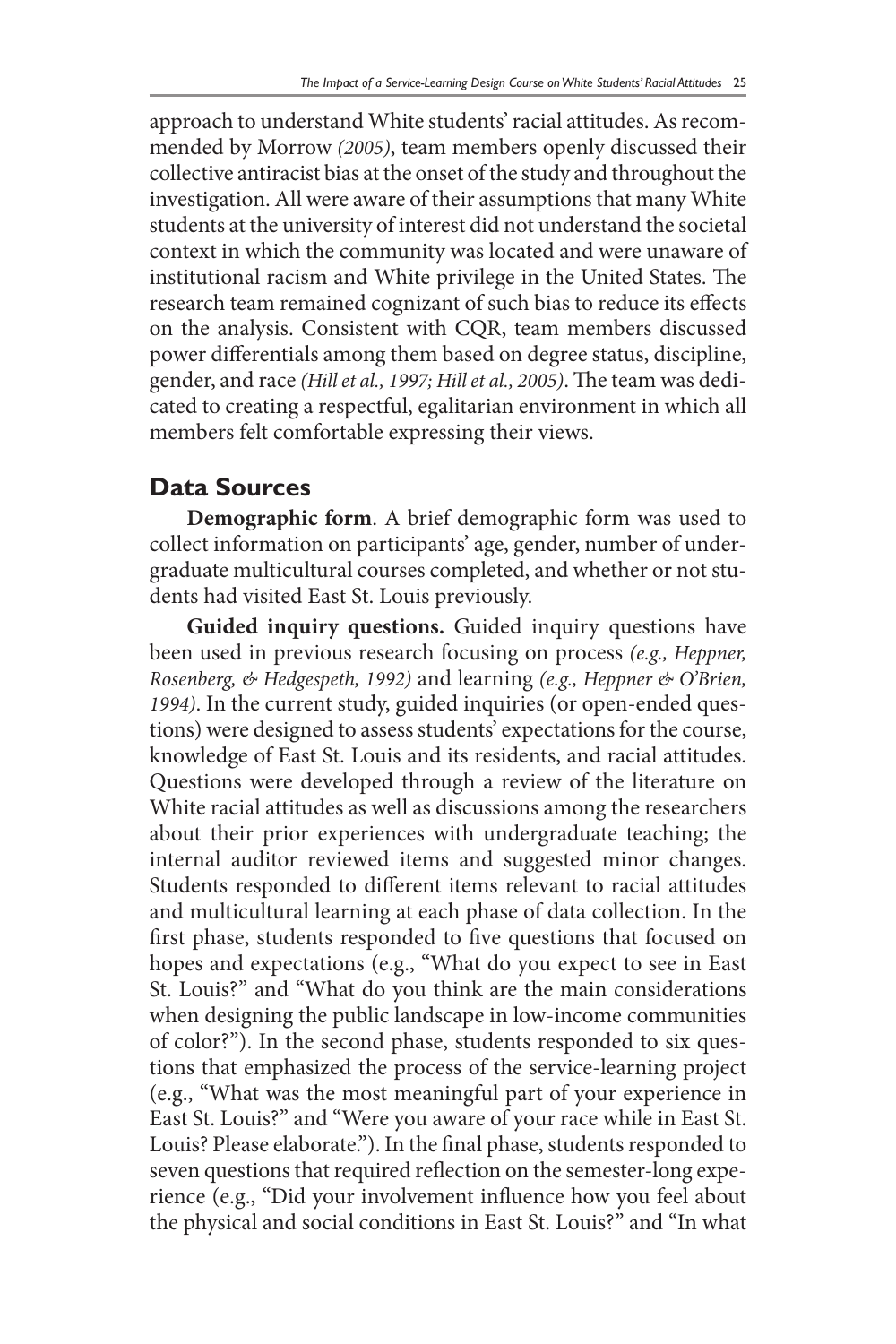approach to understand White students' racial attitudes. As recommended by Morrow *(2005)*, team members openly discussed their collective antiracist bias at the onset of the study and throughout the investigation. All were aware of their assumptions that many White students at the university of interest did not understand the societal context in which the community was located and were unaware of institutional racism and White privilege in the United States. The research team remained cognizant of such bias to reduce its effects on the analysis. Consistent with CQR, team members discussed power differentials among them based on degree status, discipline, gender, and race *(Hill et al., 1997; Hill et al., 2005)*. The team was dedicated to creating a respectful, egalitarian environment in which all members felt comfortable expressing their views.

## Data Sources

**Demographic form**. A brief demographic form was used to collect information on participants' age, gender, number of undergraduate multicultural courses completed, and whether or not students had visited East St. Louis previously.

**Guided inquiry questions.** Guided inquiry questions have been used in previous research focusing on process *(e.g., Heppner, Rosenberg, & Hedgespeth, 1992)* and learning *(e.g., Heppner & O'Brien, 1994)*. In the current study, guided inquiries (or open-ended questions) were designed to assess students' expectations for the course, knowledge of East St. Louis and its residents, and racial attitudes. Questions were developed through a review of the literature on White racial attitudes as well as discussions among the researchers about their prior experiences with undergraduate teaching; the internal auditor reviewed items and suggested minor changes. Students responded to different items relevant to racial attitudes and multicultural learning at each phase of data collection. In the first phase, students responded to five questions that focused on hopes and expectations (e.g., "What do you expect to see in East St. Louis?" and "What do you think are the main considerations when designing the public landscape in low-income communities of color?"). In the second phase, students responded to six questions that emphasized the process of the service-learning project (e.g., "What was the most meaningful part of your experience in East St. Louis?" and "Were you aware of your race while in East St. Louis? Please elaborate."). In the final phase, students responded to seven questions that required reflection on the semester-long experience (e.g., "Did your involvement influence how you feel about the physical and social conditions in East St. Louis?" and "In what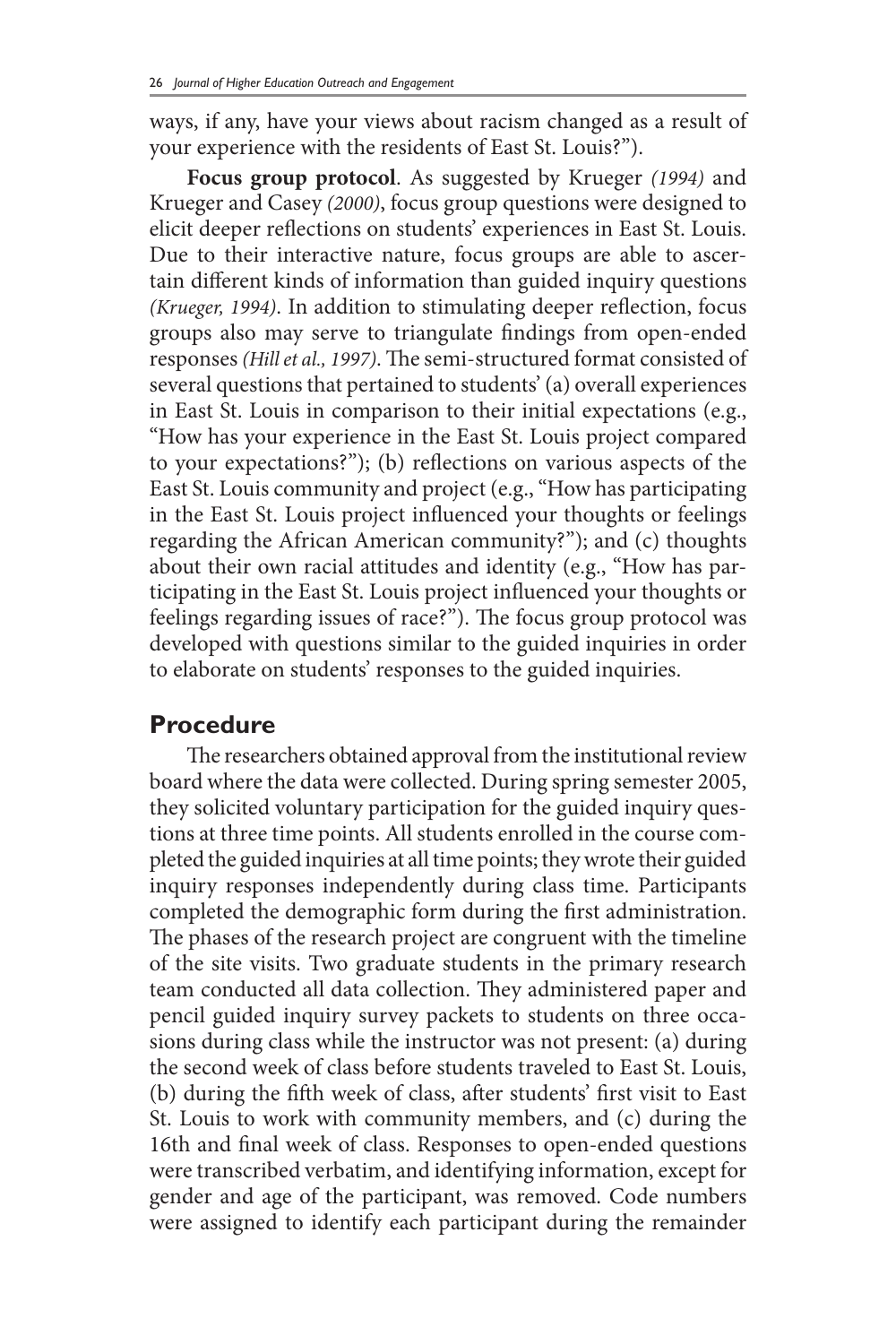ways, if any, have your views about racism changed as a result of your experience with the residents of East St. Louis?").

**Focus group protocol**. As suggested by Krueger *(1994)* and Krueger and Casey *(2000)*, focus group questions were designed to elicit deeper reflections on students' experiences in East St. Louis. Due to their interactive nature, focus groups are able to ascertain different kinds of information than guided inquiry questions *(Krueger, 1994)*. In addition to stimulating deeper reflection, focus groups also may serve to triangulate findings from open-ended responses *(Hill et al., 1997)*. The semi-structured format consisted of several questions that pertained to students' (a) overall experiences in East St. Louis in comparison to their initial expectations (e.g., "How has your experience in the East St. Louis project compared to your expectations?"); (b) reflections on various aspects of the East St. Louis community and project (e.g., "How has participating in the East St. Louis project influenced your thoughts or feelings regarding the African American community?"); and (c) thoughts about their own racial attitudes and identity (e.g., "How has participating in the East St. Louis project influenced your thoughts or feelings regarding issues of race?"). The focus group protocol was developed with questions similar to the guided inquiries in order to elaborate on students' responses to the guided inquiries.

## Procedure

The researchers obtained approval from the institutional review board where the data were collected. During spring semester 2005, they solicited voluntary participation for the guided inquiry questions at three time points. All students enrolled in the course completed the guided inquiries at all time points; they wrote their guided inquiry responses independently during class time. Participants completed the demographic form during the first administration. The phases of the research project are congruent with the timeline of the site visits. Two graduate students in the primary research team conducted all data collection. They administered paper and pencil guided inquiry survey packets to students on three occasions during class while the instructor was not present: (a) during the second week of class before students traveled to East St. Louis, (b) during the fifth week of class, after students' first visit to East St. Louis to work with community members, and (c) during the 16th and final week of class. Responses to open-ended questions were transcribed verbatim, and identifying information, except for gender and age of the participant, was removed. Code numbers were assigned to identify each participant during the remainder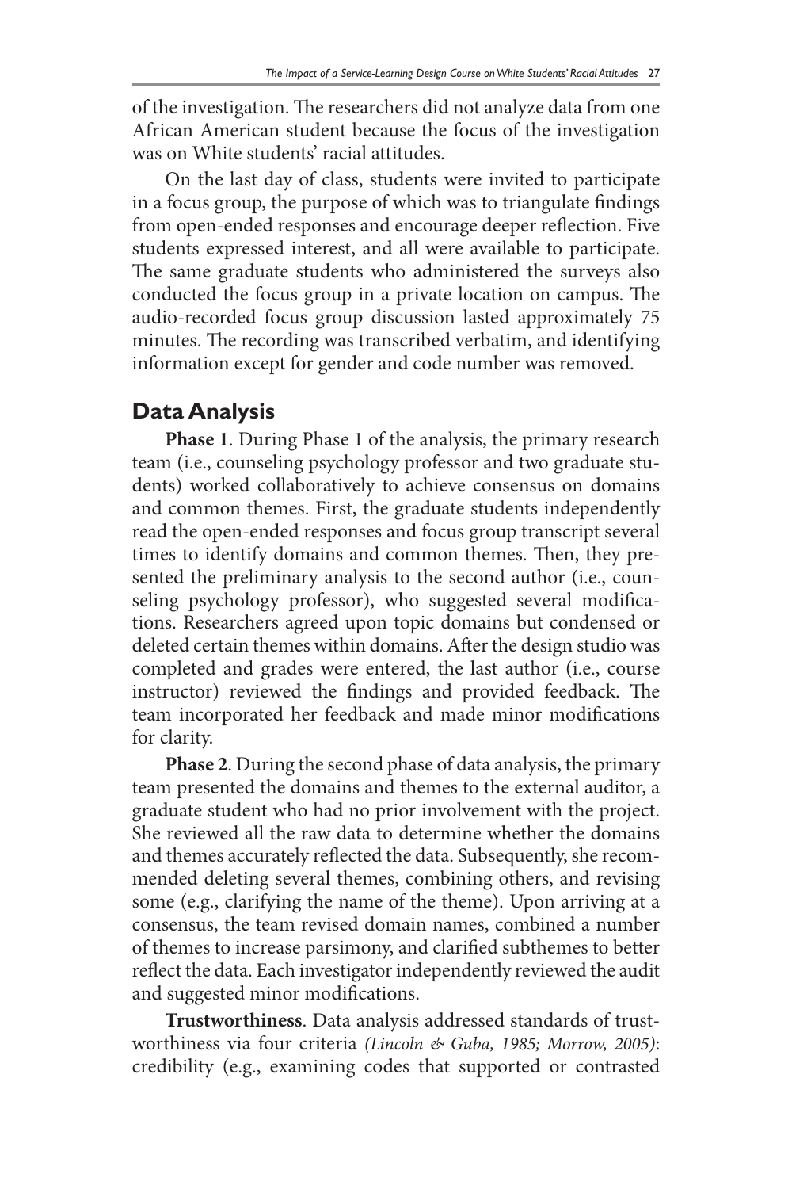of the investigation. The researchers did not analyze data from one African American student because the focus of the investigation was on White students' racial attitudes.

On the last day of class, students were invited to participate in a focus group, the purpose of which was to triangulate findings from open-ended responses and encourage deeper reflection. Five students expressed interest, and all were available to participate. The same graduate students who administered the surveys also conducted the focus group in a private location on campus. The audio-recorded focus group discussion lasted approximately 75 minutes. The recording was transcribed verbatim, and identifying information except for gender and code number was removed.

## Data Analysis

**Phase 1**. During Phase 1 of the analysis, the primary research team (i.e., counseling psychology professor and two graduate students) worked collaboratively to achieve consensus on domains and common themes. First, the graduate students independently read the open-ended responses and focus group transcript several times to identify domains and common themes. Then, they presented the preliminary analysis to the second author (i.e., counseling psychology professor), who suggested several modifications. Researchers agreed upon topic domains but condensed or deleted certain themes within domains. After the design studio was completed and grades were entered, the last author (i.e., course instructor) reviewed the findings and provided feedback. The team incorporated her feedback and made minor modifications for clarity.

**Phase 2**. During the second phase of data analysis, the primary team presented the domains and themes to the external auditor, a graduate student who had no prior involvement with the project. She reviewed all the raw data to determine whether the domains and themes accurately reflected the data. Subsequently, she recommended deleting several themes, combining others, and revising some (e.g., clarifying the name of the theme). Upon arriving at a consensus, the team revised domain names, combined a number of themes to increase parsimony, and clarified subthemes to better reflect the data. Each investigator independently reviewed the audit and suggested minor modifications.

**Trustworthiness**. Data analysis addressed standards of trustworthiness via four criteria *(Lincoln & Guba, 1985; Morrow, 2005)*: credibility (e.g., examining codes that supported or contrasted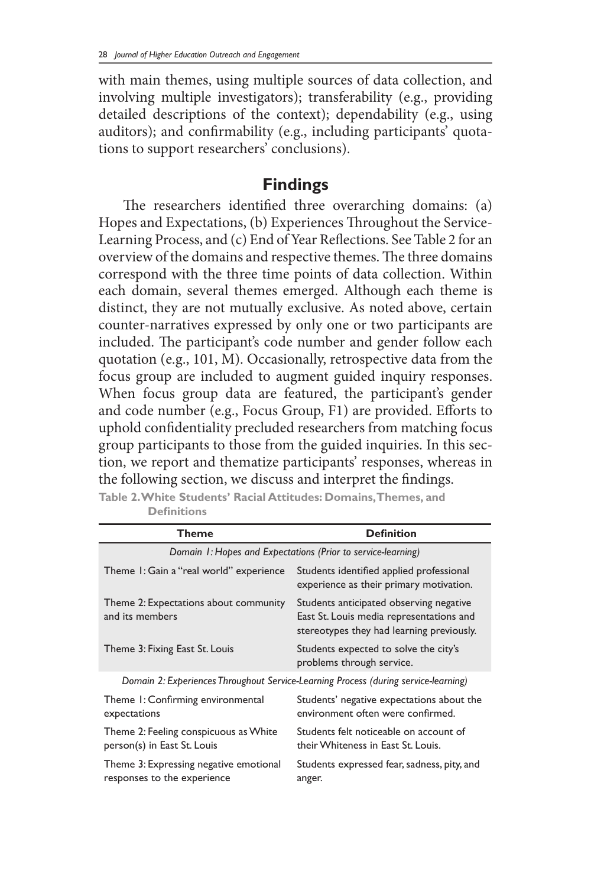with main themes, using multiple sources of data collection, and involving multiple investigators); transferability (e.g., providing detailed descriptions of the context); dependability (e.g., using auditors); and confirmability (e.g., including participants' quotations to support researchers' conclusions).

## Findings

The researchers identified three overarching domains: (a) Hopes and Expectations, (b) Experiences Throughout the Service-Learning Process, and (c) End of Year Reflections. See Table 2 for an overview of the domains and respective themes. The three domains correspond with the three time points of data collection. Within each domain, several themes emerged. Although each theme is distinct, they are not mutually exclusive. As noted above, certain counter-narratives expressed by only one or two participants are included. The participant's code number and gender follow each quotation (e.g., 101, M). Occasionally, retrospective data from the focus group are included to augment guided inquiry responses. When focus group data are featured, the participant's gender and code number (e.g., Focus Group, F1) are provided. Efforts to uphold confidentiality precluded researchers from matching focus group participants to those from the guided inquiries. In this section, we report and thematize participants' responses, whereas in the following section, we discuss and interpret the findings.

**Table 2. White Students' Racial Attitudes: Domains, Themes, and Definitions**

| Theme | Definition |
|---|---|
| *Domain 1: Hopes and Expectations (Prior to service-learning)* | |
| Theme 1: Gain a "real world" experience | Students identified applied professional experience as their primary motivation. |
| Theme 2: Expectations about community and its members | Students anticipated observing negative East St. Louis media representations and stereotypes they had learning previously. |
| Theme 3: Fixing East St. Louis | Students expected to solve the city's problems through service. |
| *Domain 2: Experiences Throughout Service-Learning Process (during service-learning)* | |
| Theme 1: Confirming environmental expectations | Students' negative expectations about the environment often were confirmed. |
| Theme 2: Feeling conspicuous as White person(s) in East St. Louis | Students felt noticeable on account of their Whiteness in East St. Louis. |
| Theme 3: Expressing negative emotional responses to the experience | Students expressed fear, sadness, pity, and anger. |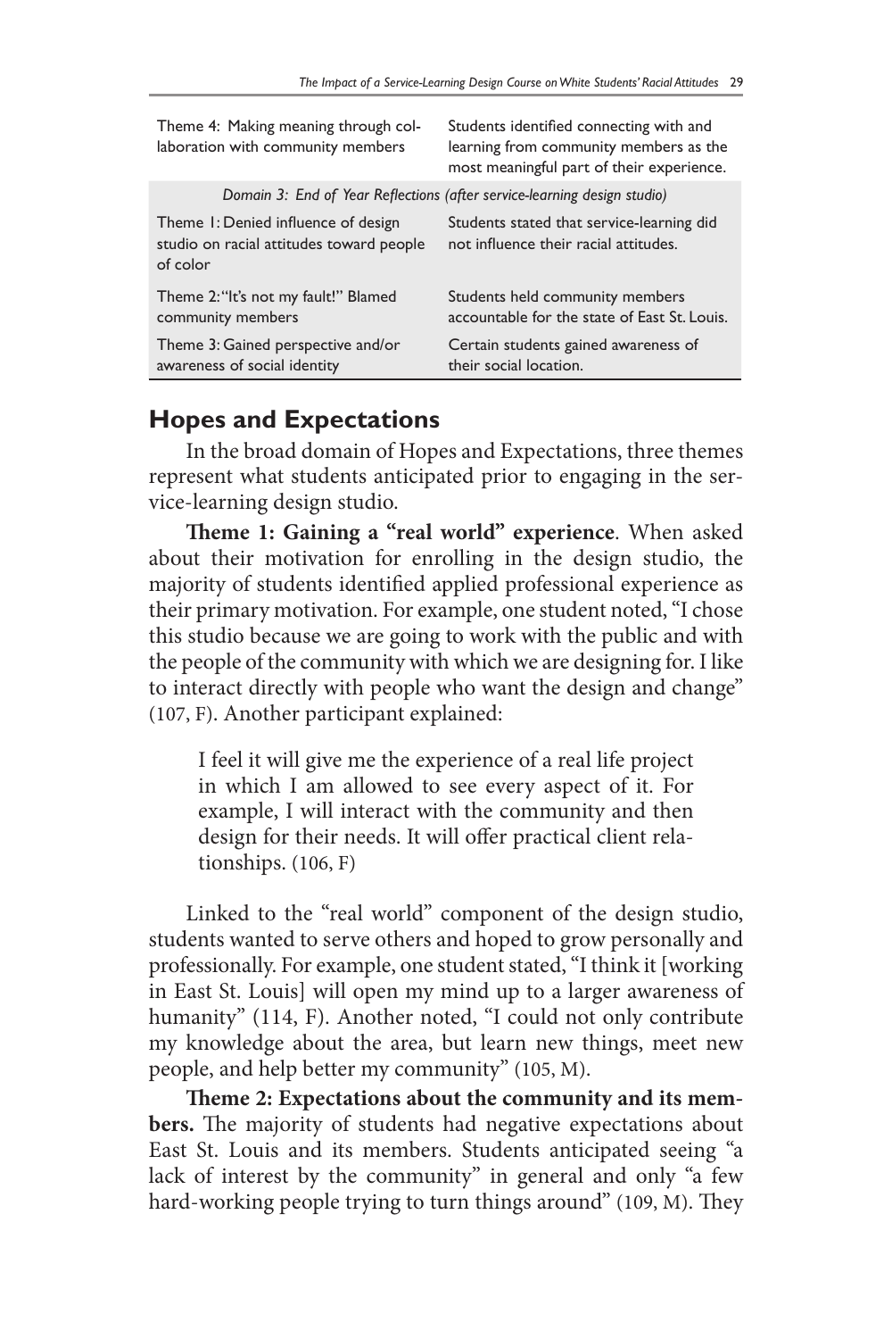| | |
|---|---|
| Theme 4: Making meaning through collaboration with community members | Students identified connecting with and learning from community members as the most meaningful part of their experience. |
| *Domain 3: End of Year Reflections (after service-learning design studio)* | |
| Theme 1: Denied influence of design studio on racial attitudes toward people of color | Students stated that service-learning did not influence their racial attitudes. |
| Theme 2: "It's not my fault!" Blamed community members | Students held community members accountable for the state of East St. Louis. |
| Theme 3: Gained perspective and/or awareness of social identity | Certain students gained awareness of their social location. |

## Hopes and Expectations

In the broad domain of Hopes and Expectations, three themes represent what students anticipated prior to engaging in the service-learning design studio.

**Theme 1: Gaining a "real world" experience**. When asked about their motivation for enrolling in the design studio, the majority of students identified applied professional experience as their primary motivation. For example, one student noted, "I chose this studio because we are going to work with the public and with the people of the community with which we are designing for. I like to interact directly with people who want the design and change" (107, F). Another participant explained:

> I feel it will give me the experience of a real life project in which I am allowed to see every aspect of it. For example, I will interact with the community and then design for their needs. It will offer practical client relationships. (106, F)

Linked to the "real world" component of the design studio, students wanted to serve others and hoped to grow personally and professionally. For example, one student stated, "I think it [working in East St. Louis] will open my mind up to a larger awareness of humanity" (114, F). Another noted, "I could not only contribute my knowledge about the area, but learn new things, meet new people, and help better my community" (105, M).

**Theme 2: Expectations about the community and its members.** The majority of students had negative expectations about East St. Louis and its members. Students anticipated seeing "a lack of interest by the community" in general and only "a few hard-working people trying to turn things around" (109, M). They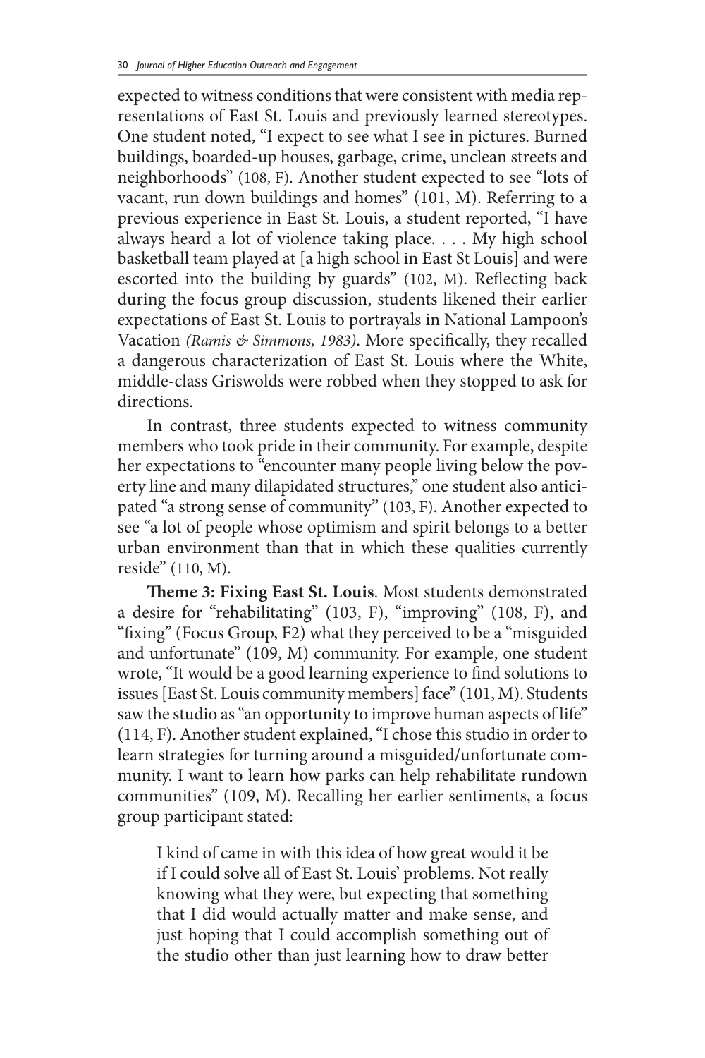expected to witness conditions that were consistent with media representations of East St. Louis and previously learned stereotypes. One student noted, "I expect to see what I see in pictures. Burned buildings, boarded-up houses, garbage, crime, unclean streets and neighborhoods" (108, F). Another student expected to see "lots of vacant, run down buildings and homes" (101, M). Referring to a previous experience in East St. Louis, a student reported, "I have always heard a lot of violence taking place. . . . My high school basketball team played at [a high school in East St Louis] and were escorted into the building by guards" (102, M). Reflecting back during the focus group discussion, students likened their earlier expectations of East St. Louis to portrayals in National Lampoon's Vacation *(Ramis & Simmons, 1983)*. More specifically, they recalled a dangerous characterization of East St. Louis where the White, middle-class Griswolds were robbed when they stopped to ask for directions.

In contrast, three students expected to witness community members who took pride in their community. For example, despite her expectations to "encounter many people living below the poverty line and many dilapidated structures," one student also anticipated "a strong sense of community" (103, F). Another expected to see "a lot of people whose optimism and spirit belongs to a better urban environment than that in which these qualities currently reside" (110, M).

**Theme 3: Fixing East St. Louis**. Most students demonstrated a desire for "rehabilitating" (103, F), "improving" (108, F), and "fixing" (Focus Group, F2) what they perceived to be a "misguided and unfortunate" (109, M) community. For example, one student wrote, "It would be a good learning experience to find solutions to issues [East St. Louis community members] face" (101, M). Students saw the studio as "an opportunity to improve human aspects of life" (114, F). Another student explained, "I chose this studio in order to learn strategies for turning around a misguided/unfortunate community. I want to learn how parks can help rehabilitate rundown communities" (109, M). Recalling her earlier sentiments, a focus group participant stated:

> I kind of came in with this idea of how great would it be if I could solve all of East St. Louis' problems. Not really knowing what they were, but expecting that something that I did would actually matter and make sense, and just hoping that I could accomplish something out of the studio other than just learning how to draw better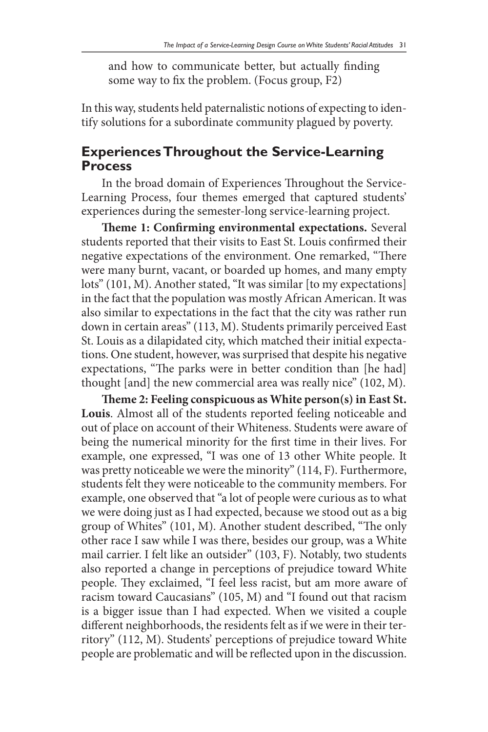> and how to communicate better, but actually finding some way to fix the problem. (Focus group, F2)

In this way, students held paternalistic notions of expecting to identify solutions for a subordinate community plagued by poverty.

## Experiences Throughout the Service-Learning Process

In the broad domain of Experiences Throughout the Service-Learning Process, four themes emerged that captured students' experiences during the semester-long service-learning project.

**Theme 1: Confirming environmental expectations.** Several students reported that their visits to East St. Louis confirmed their negative expectations of the environment. One remarked, "There were many burnt, vacant, or boarded up homes, and many empty lots" (101, M). Another stated, "It was similar [to my expectations] in the fact that the population was mostly African American. It was also similar to expectations in the fact that the city was rather run down in certain areas" (113, M). Students primarily perceived East St. Louis as a dilapidated city, which matched their initial expectations. One student, however, was surprised that despite his negative expectations, "The parks were in better condition than [he had] thought [and] the new commercial area was really nice" (102, M).

**Theme 2: Feeling conspicuous as White person(s) in East St. Louis**. Almost all of the students reported feeling noticeable and out of place on account of their Whiteness. Students were aware of being the numerical minority for the first time in their lives. For example, one expressed, "I was one of 13 other White people. It was pretty noticeable we were the minority" (114, F). Furthermore, students felt they were noticeable to the community members. For example, one observed that "a lot of people were curious as to what we were doing just as I had expected, because we stood out as a big group of Whites" (101, M). Another student described, "The only other race I saw while I was there, besides our group, was a White mail carrier. I felt like an outsider" (103, F). Notably, two students also reported a change in perceptions of prejudice toward White people. They exclaimed, "I feel less racist, but am more aware of racism toward Caucasians" (105, M) and "I found out that racism is a bigger issue than I had expected. When we visited a couple different neighborhoods, the residents felt as if we were in their territory" (112, M). Students' perceptions of prejudice toward White people are problematic and will be reflected upon in the discussion.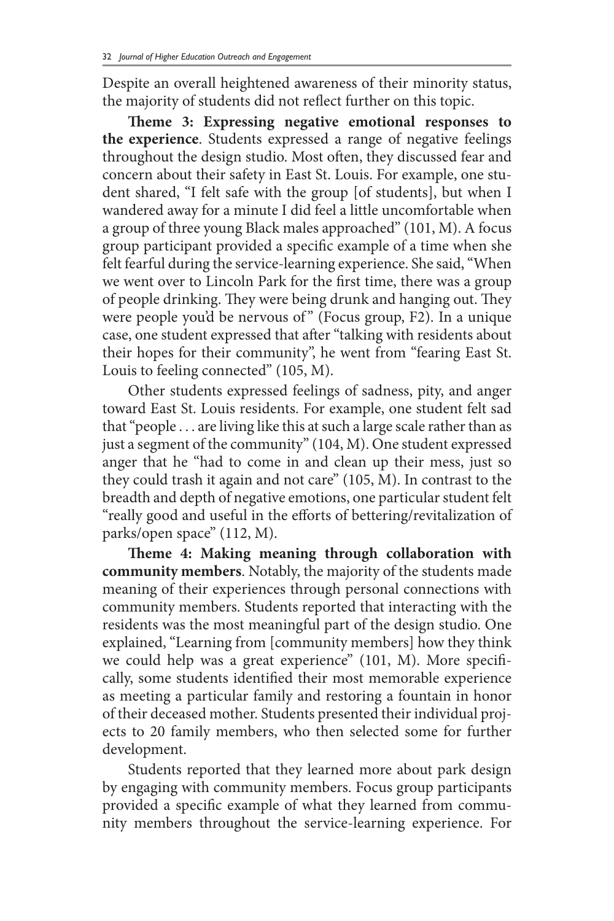Despite an overall heightened awareness of their minority status, the majority of students did not reflect further on this topic.

**Theme 3: Expressing negative emotional responses to the experience**. Students expressed a range of negative feelings throughout the design studio. Most often, they discussed fear and concern about their safety in East St. Louis. For example, one student shared, "I felt safe with the group [of students], but when I wandered away for a minute I did feel a little uncomfortable when a group of three young Black males approached" (101, M). A focus group participant provided a specific example of a time when she felt fearful during the service-learning experience. She said, "When we went over to Lincoln Park for the first time, there was a group of people drinking. They were being drunk and hanging out. They were people you'd be nervous of" (Focus group, F2). In a unique case, one student expressed that after "talking with residents about their hopes for their community", he went from "fearing East St. Louis to feeling connected" (105, M).

Other students expressed feelings of sadness, pity, and anger toward East St. Louis residents. For example, one student felt sad that "people . . . are living like this at such a large scale rather than as just a segment of the community" (104, M). One student expressed anger that he "had to come in and clean up their mess, just so they could trash it again and not care" (105, M). In contrast to the breadth and depth of negative emotions, one particular student felt "really good and useful in the efforts of bettering/revitalization of parks/open space" (112, M).

**Theme 4: Making meaning through collaboration with community members**. Notably, the majority of the students made meaning of their experiences through personal connections with community members. Students reported that interacting with the residents was the most meaningful part of the design studio. One explained, "Learning from [community members] how they think we could help was a great experience" (101, M). More specifically, some students identified their most memorable experience as meeting a particular family and restoring a fountain in honor of their deceased mother. Students presented their individual projects to 20 family members, who then selected some for further development.

Students reported that they learned more about park design by engaging with community members. Focus group participants provided a specific example of what they learned from community members throughout the service-learning experience. For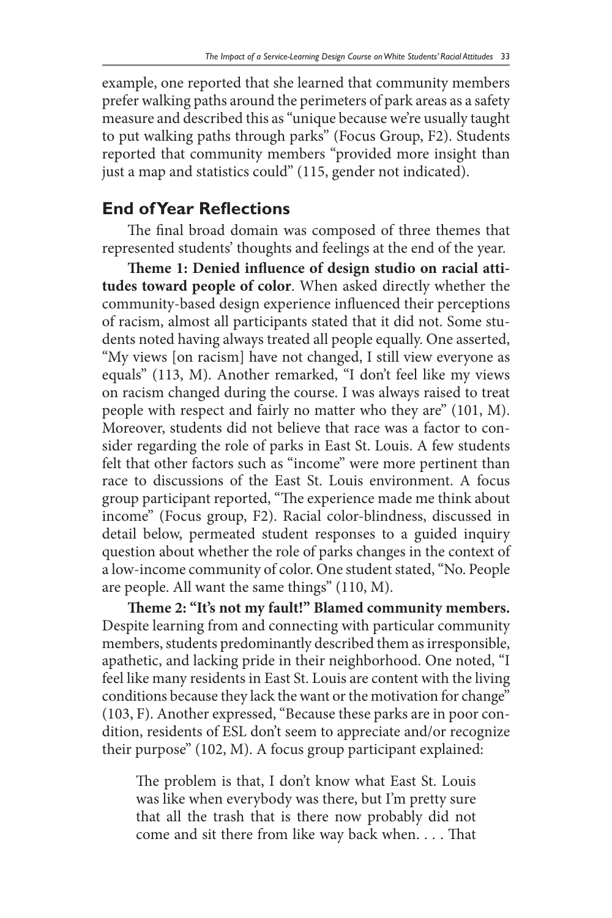example, one reported that she learned that community members prefer walking paths around the perimeters of park areas as a safety measure and described this as "unique because we're usually taught to put walking paths through parks" (Focus Group, F2). Students reported that community members "provided more insight than just a map and statistics could" (115, gender not indicated).

## End of Year Reflections

The final broad domain was composed of three themes that represented students' thoughts and feelings at the end of the year.

**Theme 1: Denied influence of design studio on racial attitudes toward people of color**. When asked directly whether the community-based design experience influenced their perceptions of racism, almost all participants stated that it did not. Some students noted having always treated all people equally. One asserted, "My views [on racism] have not changed, I still view everyone as equals" (113, M). Another remarked, "I don't feel like my views on racism changed during the course. I was always raised to treat people with respect and fairly no matter who they are" (101, M). Moreover, students did not believe that race was a factor to consider regarding the role of parks in East St. Louis. A few students felt that other factors such as "income" were more pertinent than race to discussions of the East St. Louis environment. A focus group participant reported, "The experience made me think about income" (Focus group, F2). Racial color-blindness, discussed in detail below, permeated student responses to a guided inquiry question about whether the role of parks changes in the context of a low-income community of color. One student stated, "No. People are people. All want the same things" (110, M).

**Theme 2: "It's not my fault!" Blamed community members.** Despite learning from and connecting with particular community members, students predominantly described them as irresponsible, apathetic, and lacking pride in their neighborhood. One noted, "I feel like many residents in East St. Louis are content with the living conditions because they lack the want or the motivation for change" (103, F). Another expressed, "Because these parks are in poor condition, residents of ESL don't seem to appreciate and/or recognize their purpose" (102, M). A focus group participant explained:

> The problem is that, I don't know what East St. Louis was like when everybody was there, but I'm pretty sure that all the trash that is there now probably did not come and sit there from like way back when. . . . That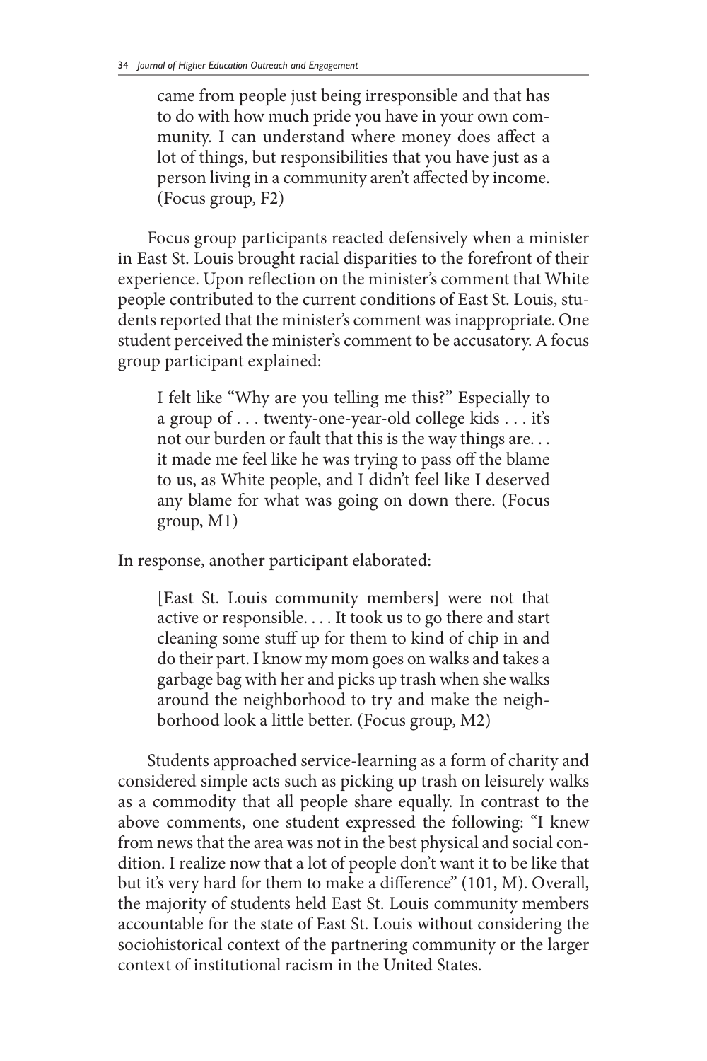> came from people just being irresponsible and that has to do with how much pride you have in your own community. I can understand where money does affect a lot of things, but responsibilities that you have just as a person living in a community aren't affected by income. (Focus group, F2)

Focus group participants reacted defensively when a minister in East St. Louis brought racial disparities to the forefront of their experience. Upon reflection on the minister's comment that White people contributed to the current conditions of East St. Louis, students reported that the minister's comment was inappropriate. One student perceived the minister's comment to be accusatory. A focus group participant explained:

> I felt like "Why are you telling me this?" Especially to a group of . . . twenty-one-year-old college kids . . . it's not our burden or fault that this is the way things are. . . it made me feel like he was trying to pass off the blame to us, as White people, and I didn't feel like I deserved any blame for what was going on down there. (Focus group, M1)

In response, another participant elaborated:

> [East St. Louis community members] were not that active or responsible. . . . It took us to go there and start cleaning some stuff up for them to kind of chip in and do their part. I know my mom goes on walks and takes a garbage bag with her and picks up trash when she walks around the neighborhood to try and make the neighborhood look a little better. (Focus group, M2)

Students approached service-learning as a form of charity and considered simple acts such as picking up trash on leisurely walks as a commodity that all people share equally. In contrast to the above comments, one student expressed the following: "I knew from news that the area was not in the best physical and social condition. I realize now that a lot of people don't want it to be like that but it's very hard for them to make a difference" (101, M). Overall, the majority of students held East St. Louis community members accountable for the state of East St. Louis without considering the sociohistorical context of the partnering community or the larger context of institutional racism in the United States.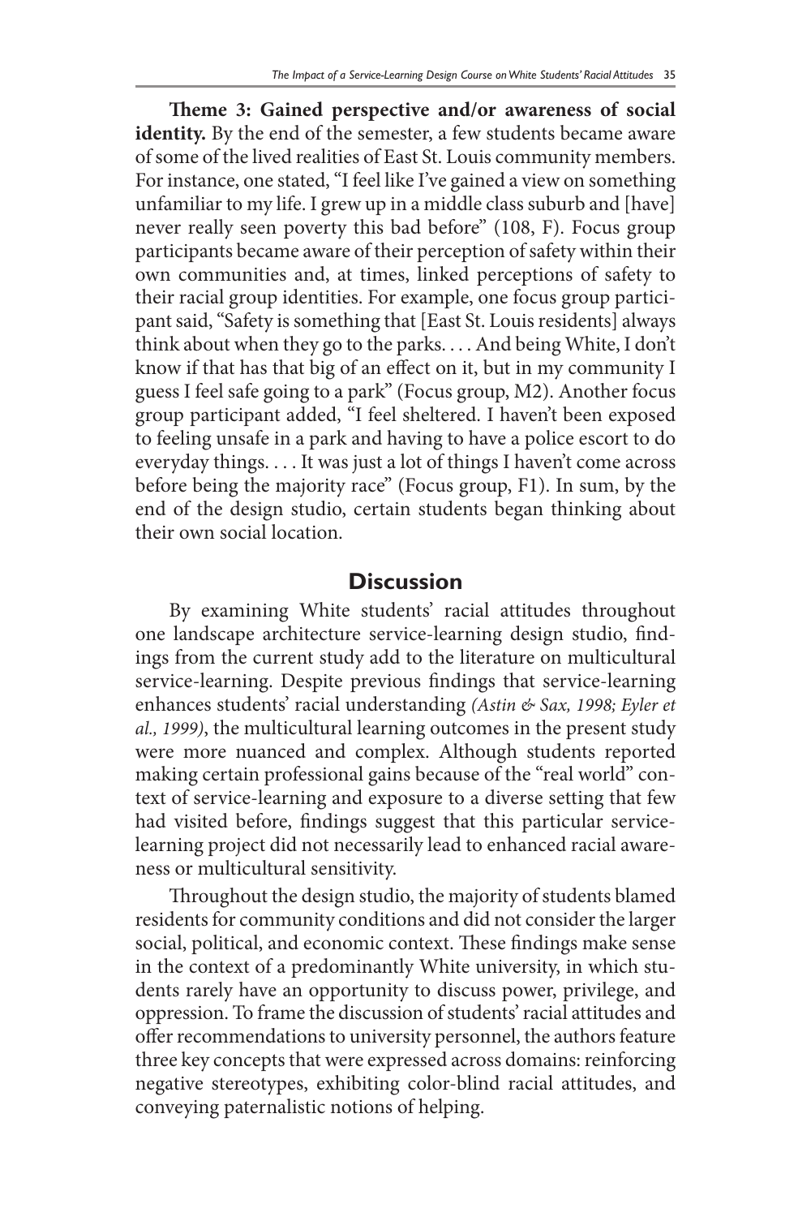**Theme 3: Gained perspective and/or awareness of social identity.** By the end of the semester, a few students became aware of some of the lived realities of East St. Louis community members. For instance, one stated, "I feel like I've gained a view on something unfamiliar to my life. I grew up in a middle class suburb and [have] never really seen poverty this bad before" (108, F). Focus group participants became aware of their perception of safety within their own communities and, at times, linked perceptions of safety to their racial group identities. For example, one focus group participant said, "Safety is something that [East St. Louis residents] always think about when they go to the parks. . . . And being White, I don't know if that has that big of an effect on it, but in my community I guess I feel safe going to a park" (Focus group, M2). Another focus group participant added, "I feel sheltered. I haven't been exposed to feeling unsafe in a park and having to have a police escort to do everyday things. . . . It was just a lot of things I haven't come across before being the majority race" (Focus group, F1). In sum, by the end of the design studio, certain students began thinking about their own social location.

## Discussion

By examining White students' racial attitudes throughout one landscape architecture service-learning design studio, findings from the current study add to the literature on multicultural service-learning. Despite previous findings that service-learning enhances students' racial understanding *(Astin & Sax, 1998; Eyler et al., 1999)*, the multicultural learning outcomes in the present study were more nuanced and complex. Although students reported making certain professional gains because of the "real world" context of service-learning and exposure to a diverse setting that few had visited before, findings suggest that this particular service-learning project did not necessarily lead to enhanced racial awareness or multicultural sensitivity.

Throughout the design studio, the majority of students blamed residents for community conditions and did not consider the larger social, political, and economic context. These findings make sense in the context of a predominantly White university, in which students rarely have an opportunity to discuss power, privilege, and oppression. To frame the discussion of students' racial attitudes and offer recommendations to university personnel, the authors feature three key concepts that were expressed across domains: reinforcing negative stereotypes, exhibiting color-blind racial attitudes, and conveying paternalistic notions of helping.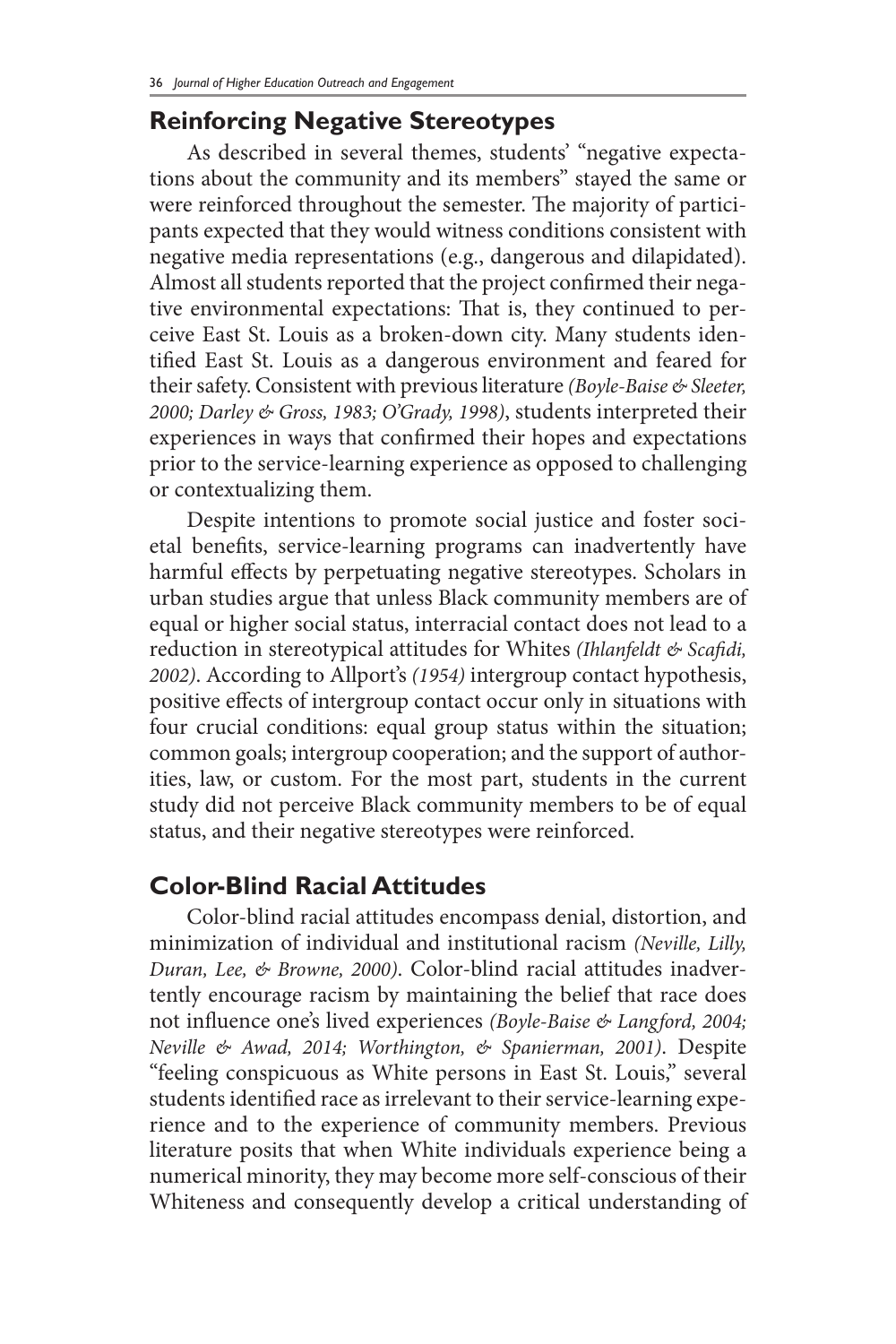## Reinforcing Negative Stereotypes

As described in several themes, students' "negative expectations about the community and its members" stayed the same or were reinforced throughout the semester. The majority of participants expected that they would witness conditions consistent with negative media representations (e.g., dangerous and dilapidated). Almost all students reported that the project confirmed their negative environmental expectations: That is, they continued to perceive East St. Louis as a broken-down city. Many students identified East St. Louis as a dangerous environment and feared for their safety. Consistent with previous literature *(Boyle-Baise & Sleeter, 2000; Darley & Gross, 1983; O'Grady, 1998)*, students interpreted their experiences in ways that confirmed their hopes and expectations prior to the service-learning experience as opposed to challenging or contextualizing them.

Despite intentions to promote social justice and foster societal benefits, service-learning programs can inadvertently have harmful effects by perpetuating negative stereotypes. Scholars in urban studies argue that unless Black community members are of equal or higher social status, interracial contact does not lead to a reduction in stereotypical attitudes for Whites *(Ihlanfeldt & Scafidi, 2002)*. According to Allport's *(1954)* intergroup contact hypothesis, positive effects of intergroup contact occur only in situations with four crucial conditions: equal group status within the situation; common goals; intergroup cooperation; and the support of authorities, law, or custom. For the most part, students in the current study did not perceive Black community members to be of equal status, and their negative stereotypes were reinforced.

## Color-Blind Racial Attitudes

Color-blind racial attitudes encompass denial, distortion, and minimization of individual and institutional racism *(Neville, Lilly, Duran, Lee, & Browne, 2000)*. Color-blind racial attitudes inadvertently encourage racism by maintaining the belief that race does not influence one's lived experiences *(Boyle-Baise & Langford, 2004; Neville & Awad, 2014; Worthington, & Spanierman, 2001)*. Despite "feeling conspicuous as White persons in East St. Louis," several students identified race as irrelevant to their service-learning experience and to the experience of community members. Previous literature posits that when White individuals experience being a numerical minority, they may become more self-conscious of their Whiteness and consequently develop a critical understanding of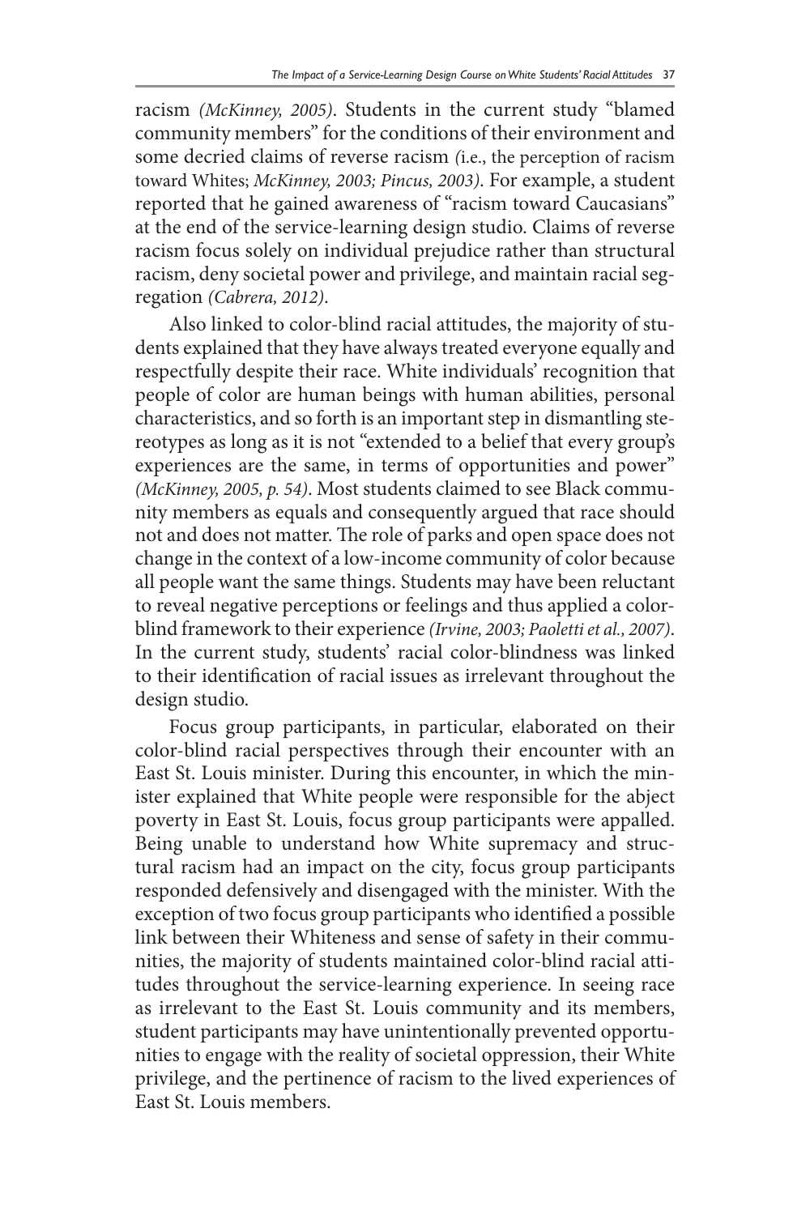racism *(McKinney, 2005)*. Students in the current study "blamed community members" for the conditions of their environment and some decried claims of reverse racism *(*i.e., the perception of racism toward Whites; *McKinney, 2003; Pincus, 2003)*. For example, a student reported that he gained awareness of "racism toward Caucasians" at the end of the service-learning design studio. Claims of reverse racism focus solely on individual prejudice rather than structural racism, deny societal power and privilege, and maintain racial segregation *(Cabrera, 2012)*.

Also linked to color-blind racial attitudes, the majority of students explained that they have always treated everyone equally and respectfully despite their race. White individuals' recognition that people of color are human beings with human abilities, personal characteristics, and so forth is an important step in dismantling stereotypes as long as it is not "extended to a belief that every group's experiences are the same, in terms of opportunities and power" *(McKinney, 2005, p. 54)*. Most students claimed to see Black community members as equals and consequently argued that race should not and does not matter. The role of parks and open space does not change in the context of a low-income community of color because all people want the same things. Students may have been reluctant to reveal negative perceptions or feelings and thus applied a color-blind framework to their experience *(Irvine, 2003; Paoletti et al., 2007)*. In the current study, students' racial color-blindness was linked to their identification of racial issues as irrelevant throughout the design studio.

Focus group participants, in particular, elaborated on their color-blind racial perspectives through their encounter with an East St. Louis minister. During this encounter, in which the minister explained that White people were responsible for the abject poverty in East St. Louis, focus group participants were appalled. Being unable to understand how White supremacy and structural racism had an impact on the city, focus group participants responded defensively and disengaged with the minister. With the exception of two focus group participants who identified a possible link between their Whiteness and sense of safety in their communities, the majority of students maintained color-blind racial attitudes throughout the service-learning experience. In seeing race as irrelevant to the East St. Louis community and its members, student participants may have unintentionally prevented opportunities to engage with the reality of societal oppression, their White privilege, and the pertinence of racism to the lived experiences of East St. Louis members.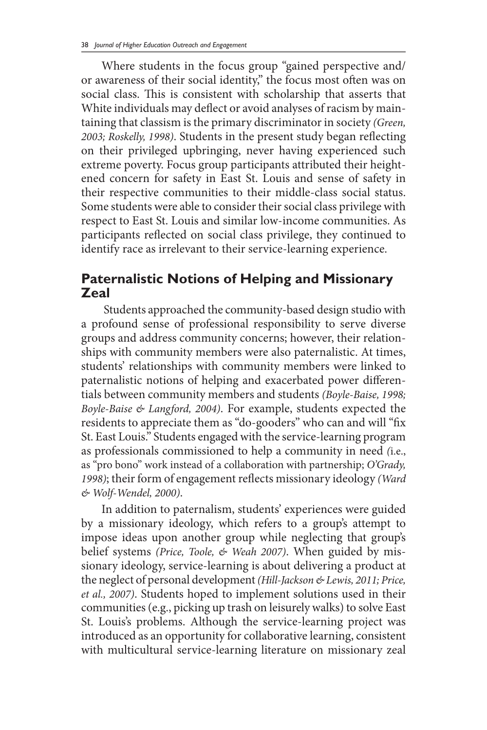Where students in the focus group "gained perspective and/or awareness of their social identity," the focus most often was on social class. This is consistent with scholarship that asserts that White individuals may deflect or avoid analyses of racism by maintaining that classism is the primary discriminator in society *(Green, 2003; Roskelly, 1998)*. Students in the present study began reflecting on their privileged upbringing, never having experienced such extreme poverty. Focus group participants attributed their heightened concern for safety in East St. Louis and sense of safety in their respective communities to their middle-class social status. Some students were able to consider their social class privilege with respect to East St. Louis and similar low-income communities. As participants reflected on social class privilege, they continued to identify race as irrelevant to their service-learning experience.

## Paternalistic Notions of Helping and Missionary Zeal

Students approached the community-based design studio with a profound sense of professional responsibility to serve diverse groups and address community concerns; however, their relationships with community members were also paternalistic. At times, students' relationships with community members were linked to paternalistic notions of helping and exacerbated power differentials between community members and students *(Boyle-Baise, 1998; Boyle-Baise & Langford, 2004)*. For example, students expected the residents to appreciate them as "do-gooders" who can and will "fix St. East Louis." Students engaged with the service-learning program as professionals commissioned to help a community in need *(*i.e., as "pro bono" work instead of a collaboration with partnership; *O'Grady, 1998)*; their form of engagement reflects missionary ideology *(Ward & Wolf-Wendel, 2000)*.

In addition to paternalism, students' experiences were guided by a missionary ideology, which refers to a group's attempt to impose ideas upon another group while neglecting that group's belief systems *(Price, Toole, & Weah 2007)*. When guided by missionary ideology, service-learning is about delivering a product at the neglect of personal development *(Hill-Jackson & Lewis, 2011; Price, et al., 2007)*. Students hoped to implement solutions used in their communities (e.g., picking up trash on leisurely walks) to solve East St. Louis's problems. Although the service-learning project was introduced as an opportunity for collaborative learning, consistent with multicultural service-learning literature on missionary zeal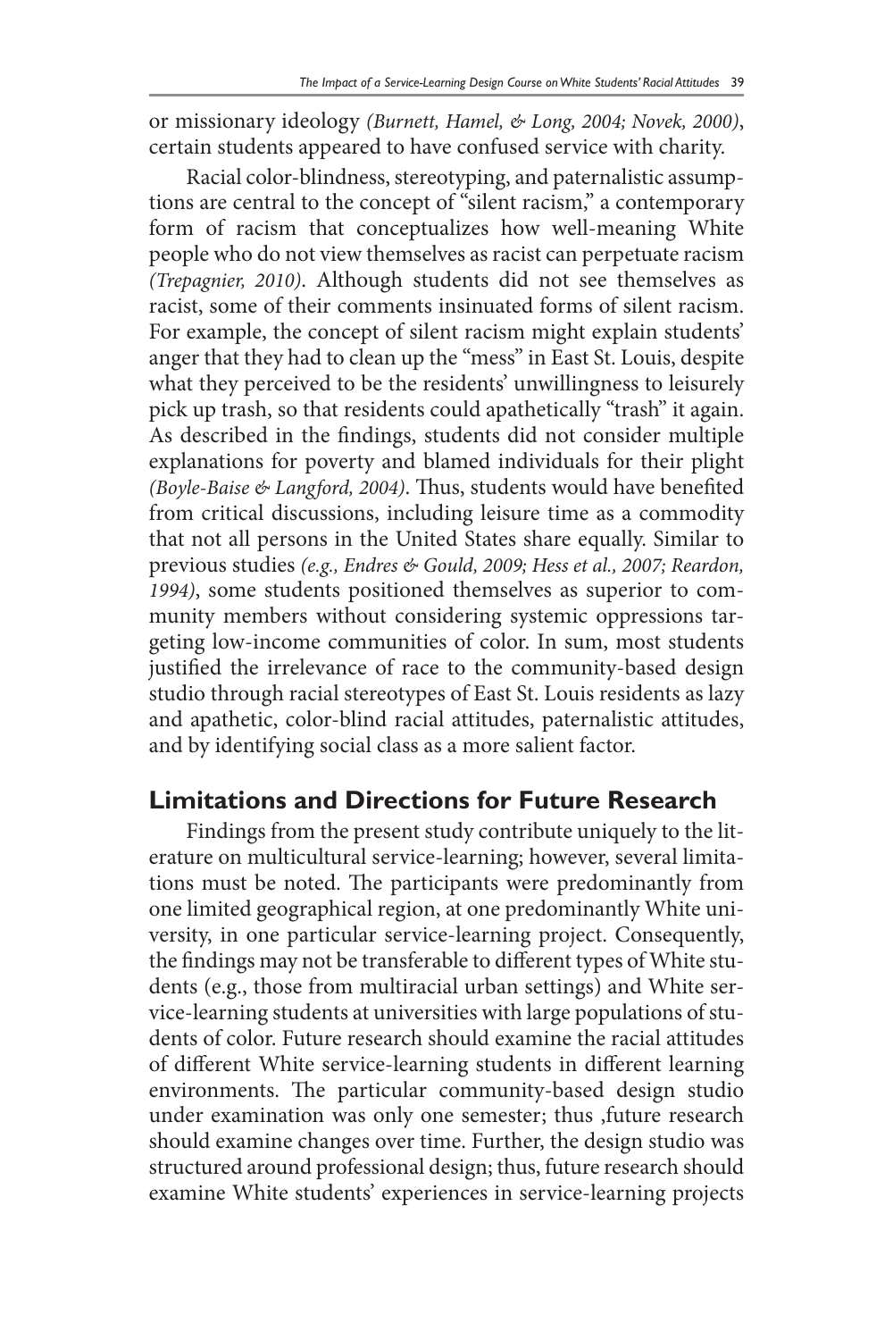or missionary ideology *(Burnett, Hamel, & Long, 2004; Novek, 2000)*, certain students appeared to have confused service with charity.

Racial color-blindness, stereotyping, and paternalistic assumptions are central to the concept of "silent racism," a contemporary form of racism that conceptualizes how well-meaning White people who do not view themselves as racist can perpetuate racism *(Trepagnier, 2010)*. Although students did not see themselves as racist, some of their comments insinuated forms of silent racism. For example, the concept of silent racism might explain students' anger that they had to clean up the "mess" in East St. Louis, despite what they perceived to be the residents' unwillingness to leisurely pick up trash, so that residents could apathetically "trash" it again. As described in the findings, students did not consider multiple explanations for poverty and blamed individuals for their plight *(Boyle-Baise & Langford, 2004)*. Thus, students would have benefited from critical discussions, including leisure time as a commodity that not all persons in the United States share equally. Similar to previous studies *(e.g., Endres & Gould, 2009; Hess et al., 2007; Reardon, 1994)*, some students positioned themselves as superior to community members without considering systemic oppressions targeting low-income communities of color. In sum, most students justified the irrelevance of race to the community-based design studio through racial stereotypes of East St. Louis residents as lazy and apathetic, color-blind racial attitudes, paternalistic attitudes, and by identifying social class as a more salient factor.

## Limitations and Directions for Future Research

Findings from the present study contribute uniquely to the literature on multicultural service-learning; however, several limitations must be noted. The participants were predominantly from one limited geographical region, at one predominantly White university, in one particular service-learning project. Consequently, the findings may not be transferable to different types of White students (e.g., those from multiracial urban settings) and White service-learning students at universities with large populations of students of color. Future research should examine the racial attitudes of different White service-learning students in different learning environments. The particular community-based design studio under examination was only one semester; thus ,future research should examine changes over time. Further, the design studio was structured around professional design; thus, future research should examine White students' experiences in service-learning projects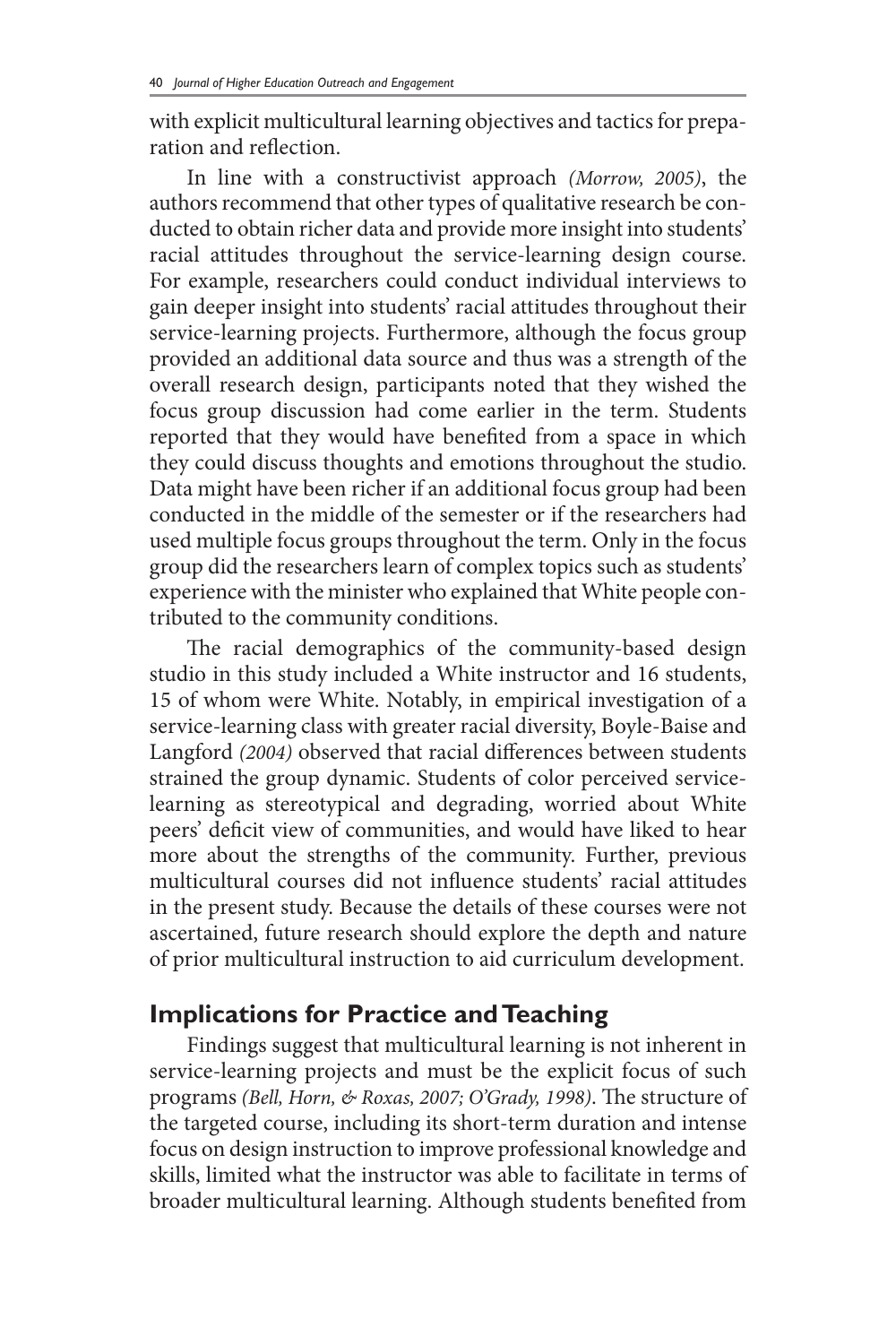with explicit multicultural learning objectives and tactics for preparation and reflection.

In line with a constructivist approach *(Morrow, 2005)*, the authors recommend that other types of qualitative research be conducted to obtain richer data and provide more insight into students' racial attitudes throughout the service-learning design course. For example, researchers could conduct individual interviews to gain deeper insight into students' racial attitudes throughout their service-learning projects. Furthermore, although the focus group provided an additional data source and thus was a strength of the overall research design, participants noted that they wished the focus group discussion had come earlier in the term. Students reported that they would have benefited from a space in which they could discuss thoughts and emotions throughout the studio. Data might have been richer if an additional focus group had been conducted in the middle of the semester or if the researchers had used multiple focus groups throughout the term. Only in the focus group did the researchers learn of complex topics such as students' experience with the minister who explained that White people contributed to the community conditions.

The racial demographics of the community-based design studio in this study included a White instructor and 16 students, 15 of whom were White. Notably, in empirical investigation of a service-learning class with greater racial diversity, Boyle-Baise and Langford *(2004)* observed that racial differences between students strained the group dynamic. Students of color perceived service-learning as stereotypical and degrading, worried about White peers' deficit view of communities, and would have liked to hear more about the strengths of the community. Further, previous multicultural courses did not influence students' racial attitudes in the present study. Because the details of these courses were not ascertained, future research should explore the depth and nature of prior multicultural instruction to aid curriculum development.

## Implications for Practice and Teaching

Findings suggest that multicultural learning is not inherent in service-learning projects and must be the explicit focus of such programs *(Bell, Horn, & Roxas, 2007; O'Grady, 1998)*. The structure of the targeted course, including its short-term duration and intense focus on design instruction to improve professional knowledge and skills, limited what the instructor was able to facilitate in terms of broader multicultural learning. Although students benefited from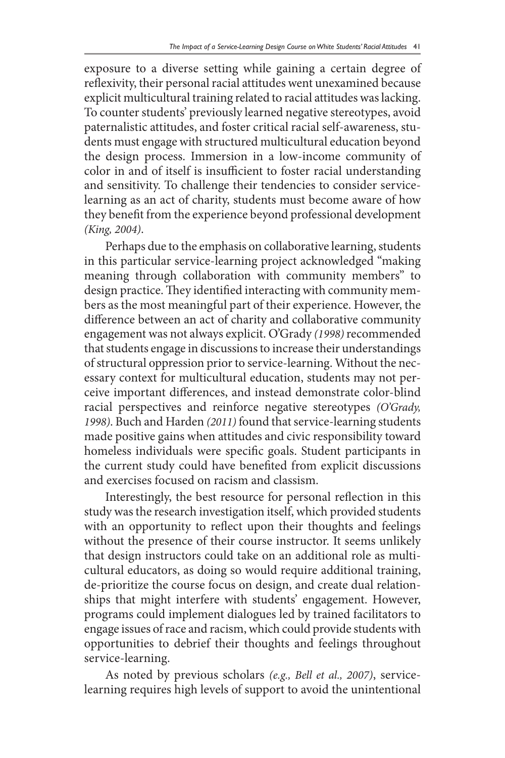exposure to a diverse setting while gaining a certain degree of reflexivity, their personal racial attitudes went unexamined because explicit multicultural training related to racial attitudes was lacking. To counter students' previously learned negative stereotypes, avoid paternalistic attitudes, and foster critical racial self-awareness, students must engage with structured multicultural education beyond the design process. Immersion in a low-income community of color in and of itself is insufficient to foster racial understanding and sensitivity. To challenge their tendencies to consider service-learning as an act of charity, students must become aware of how they benefit from the experience beyond professional development *(King, 2004)*.

Perhaps due to the emphasis on collaborative learning, students in this particular service-learning project acknowledged "making meaning through collaboration with community members" to design practice. They identified interacting with community members as the most meaningful part of their experience. However, the difference between an act of charity and collaborative community engagement was not always explicit. O'Grady *(1998)* recommended that students engage in discussions to increase their understandings of structural oppression prior to service-learning. Without the necessary context for multicultural education, students may not perceive important differences, and instead demonstrate color-blind racial perspectives and reinforce negative stereotypes *(O'Grady, 1998)*. Buch and Harden *(2011)* found that service-learning students made positive gains when attitudes and civic responsibility toward homeless individuals were specific goals. Student participants in the current study could have benefited from explicit discussions and exercises focused on racism and classism.

Interestingly, the best resource for personal reflection in this study was the research investigation itself, which provided students with an opportunity to reflect upon their thoughts and feelings without the presence of their course instructor. It seems unlikely that design instructors could take on an additional role as multicultural educators, as doing so would require additional training, de-prioritize the course focus on design, and create dual relationships that might interfere with students' engagement. However, programs could implement dialogues led by trained facilitators to engage issues of race and racism, which could provide students with opportunities to debrief their thoughts and feelings throughout service-learning.

As noted by previous scholars *(e.g., Bell et al., 2007)*, service-learning requires high levels of support to avoid the unintentional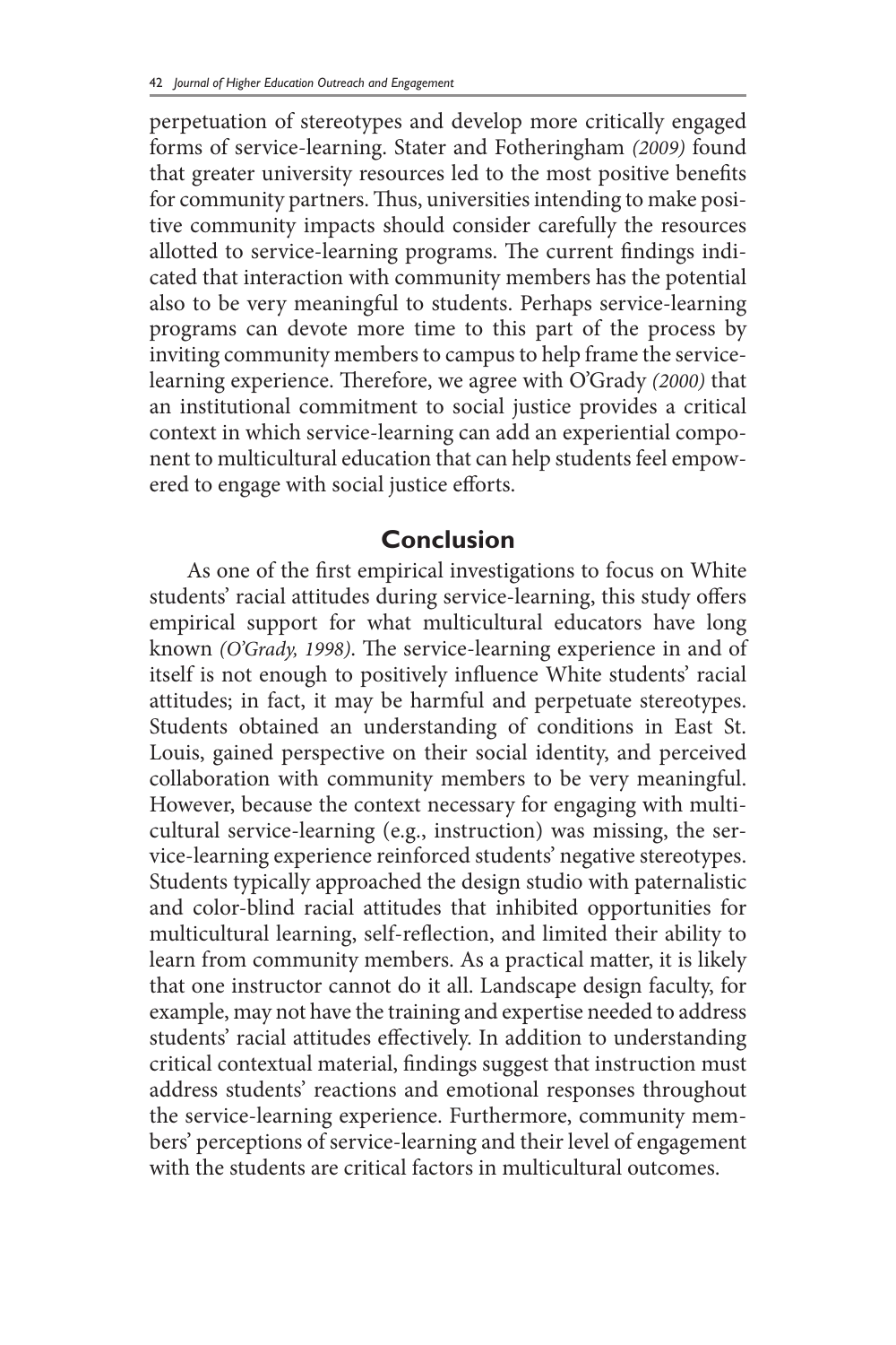perpetuation of stereotypes and develop more critically engaged forms of service-learning. Stater and Fotheringham *(2009)* found that greater university resources led to the most positive benefits for community partners. Thus, universities intending to make positive community impacts should consider carefully the resources allotted to service-learning programs. The current findings indicated that interaction with community members has the potential also to be very meaningful to students. Perhaps service-learning programs can devote more time to this part of the process by inviting community members to campus to help frame the service-learning experience. Therefore, we agree with O'Grady *(2000)* that an institutional commitment to social justice provides a critical context in which service-learning can add an experiential component to multicultural education that can help students feel empowered to engage with social justice efforts.

## Conclusion

As one of the first empirical investigations to focus on White students' racial attitudes during service-learning, this study offers empirical support for what multicultural educators have long known *(O'Grady, 1998)*. The service-learning experience in and of itself is not enough to positively influence White students' racial attitudes; in fact, it may be harmful and perpetuate stereotypes. Students obtained an understanding of conditions in East St. Louis, gained perspective on their social identity, and perceived collaboration with community members to be very meaningful. However, because the context necessary for engaging with multicultural service-learning (e.g., instruction) was missing, the service-learning experience reinforced students' negative stereotypes. Students typically approached the design studio with paternalistic and color-blind racial attitudes that inhibited opportunities for multicultural learning, self-reflection, and limited their ability to learn from community members. As a practical matter, it is likely that one instructor cannot do it all. Landscape design faculty, for example, may not have the training and expertise needed to address students' racial attitudes effectively. In addition to understanding critical contextual material, findings suggest that instruction must address students' reactions and emotional responses throughout the service-learning experience. Furthermore, community members' perceptions of service-learning and their level of engagement with the students are critical factors in multicultural outcomes.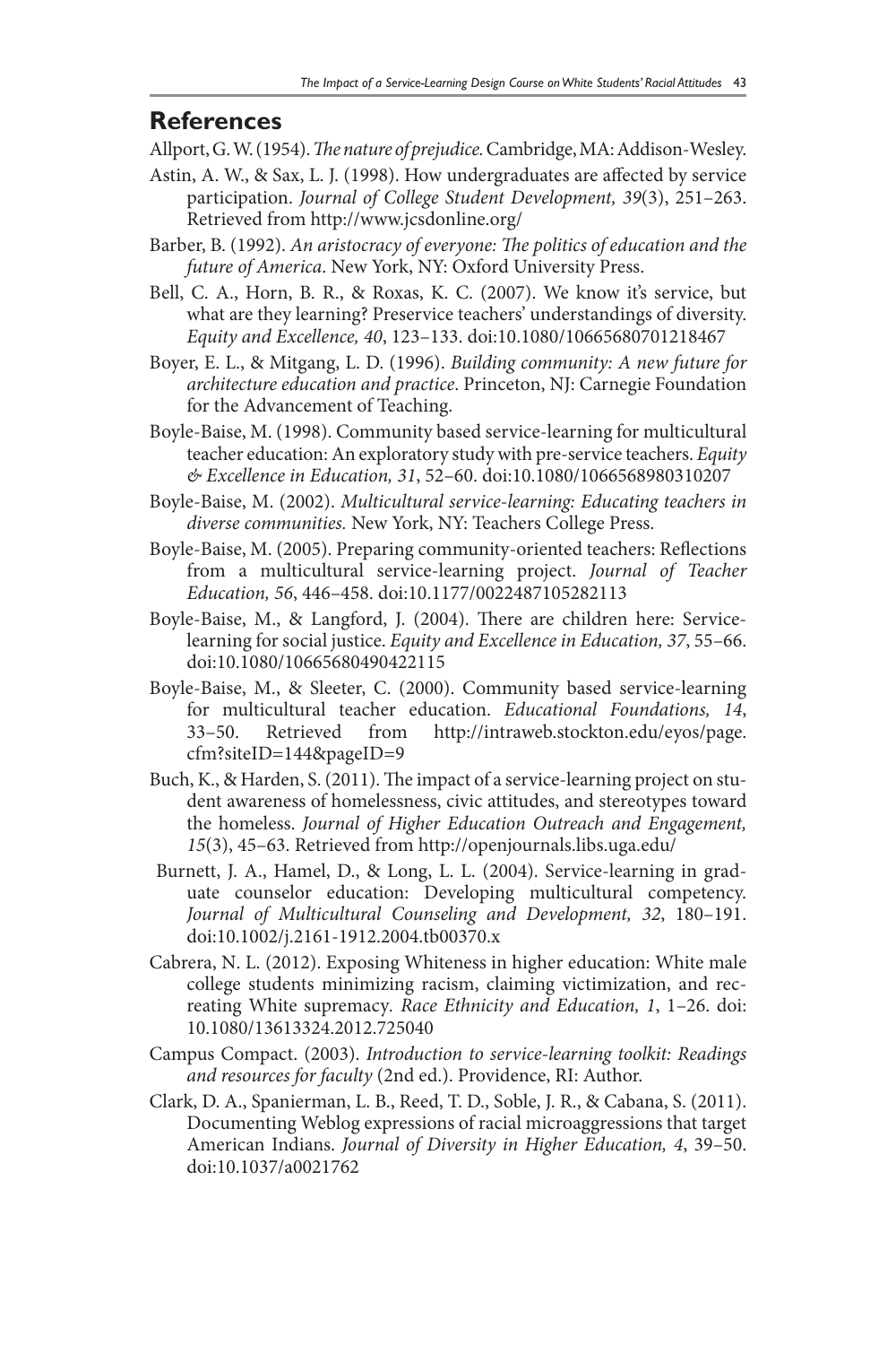## References

Allport, G. W. (1954). *The nature of prejudice.* Cambridge, MA: Addison-Wesley.

Astin, A. W., & Sax, L. J. (1998). How undergraduates are affected by service participation. *Journal of College Student Development, 39*(3), 251–263. Retrieved from http://www.jcsdonline.org/

Barber, B. (1992). *An aristocracy of everyone: The politics of education and the future of America*. New York, NY: Oxford University Press.

Bell, C. A., Horn, B. R., & Roxas, K. C. (2007). We know it's service, but what are they learning? Preservice teachers' understandings of diversity. *Equity and Excellence, 40*, 123–133. doi:10.1080/10665680701218467

Boyer, E. L., & Mitgang, L. D. (1996). *Building community: A new future for architecture education and practice*. Princeton, NJ: Carnegie Foundation for the Advancement of Teaching.

Boyle-Baise, M. (1998). Community based service-learning for multicultural teacher education: An exploratory study with pre-service teachers. *Equity & Excellence in Education, 31*, 52–60. doi:10.1080/1066568980310207

Boyle-Baise, M. (2002). *Multicultural service-learning: Educating teachers in diverse communities.* New York, NY: Teachers College Press.

Boyle-Baise, M. (2005). Preparing community-oriented teachers: Reflections from a multicultural service-learning project. *Journal of Teacher Education, 56*, 446–458. doi:10.1177/0022487105282113

Boyle-Baise, M., & Langford, J. (2004). There are children here: Service-learning for social justice. *Equity and Excellence in Education, 37*, 55–66. doi:10.1080/10665680490422115

Boyle-Baise, M., & Sleeter, C. (2000). Community based service-learning for multicultural teacher education. *Educational Foundations, 14*, 33–50. Retrieved from http://intraweb.stockton.edu/eyos/page.cfm?siteID=144&pageID=9

Buch, K., & Harden, S. (2011). The impact of a service-learning project on student awareness of homelessness, civic attitudes, and stereotypes toward the homeless. *Journal of Higher Education Outreach and Engagement, 15*(3), 45–63. Retrieved from http://openjournals.libs.uga.edu/

Burnett, J. A., Hamel, D., & Long, L. L. (2004). Service-learning in graduate counselor education: Developing multicultural competency. *Journal of Multicultural Counseling and Development, 32*, 180–191. doi:10.1002/j.2161-1912.2004.tb00370.x

Cabrera, N. L. (2012). Exposing Whiteness in higher education: White male college students minimizing racism, claiming victimization, and recreating White supremacy. *Race Ethnicity and Education, 1*, 1–26. doi:10.1080/13613324.2012.725040

Campus Compact. (2003). *Introduction to service-learning toolkit: Readings and resources for faculty* (2nd ed.). Providence, RI: Author.

Clark, D. A., Spanierman, L. B., Reed, T. D., Soble, J. R., & Cabana, S. (2011). Documenting Weblog expressions of racial microaggressions that target American Indians. *Journal of Diversity in Higher Education, 4*, 39–50. doi:10.1037/a0021762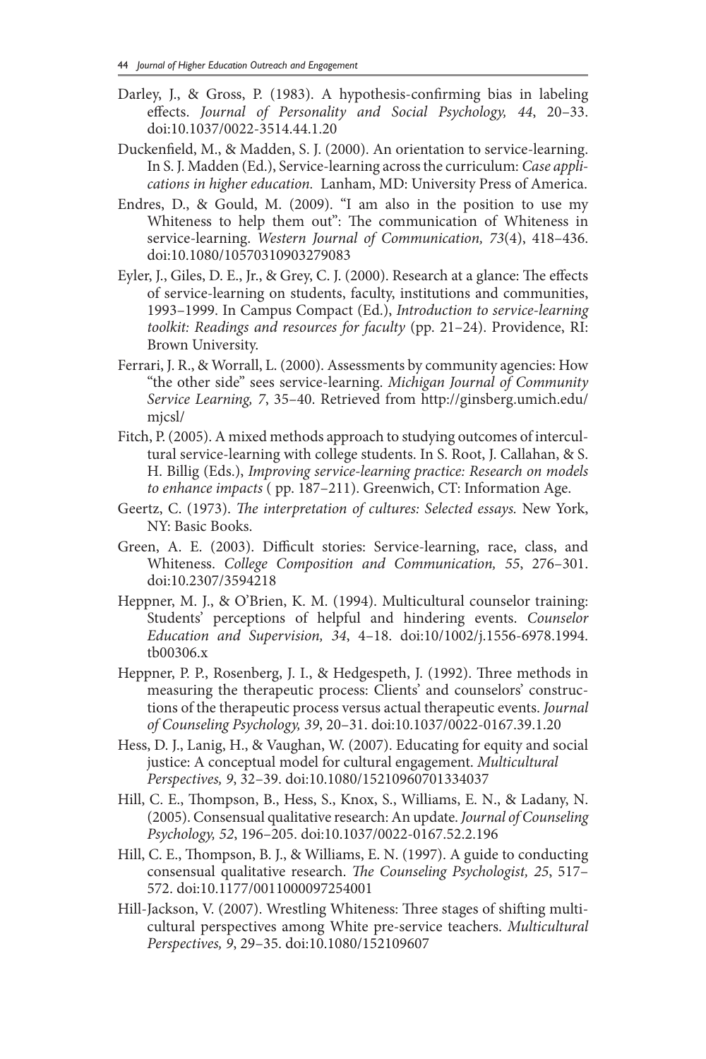Darley, J., & Gross, P. (1983). A hypothesis-confirming bias in labeling effects. *Journal of Personality and Social Psychology, 44*, 20–33. doi:10.1037/0022-3514.44.1.20

Duckenfield, M., & Madden, S. J. (2000). An orientation to service-learning. In S. J. Madden (Ed.), Service-learning across the curriculum: *Case applications in higher education.* Lanham, MD: University Press of America.

Endres, D., & Gould, M. (2009). "I am also in the position to use my Whiteness to help them out": The communication of Whiteness in service-learning. *Western Journal of Communication, 73*(4), 418–436. doi:10.1080/10570310903279083

Eyler, J., Giles, D. E., Jr., & Grey, C. J. (2000). Research at a glance: The effects of service-learning on students, faculty, institutions and communities, 1993–1999. In Campus Compact (Ed.), *Introduction to service-learning toolkit: Readings and resources for faculty* (pp. 21–24). Providence, RI: Brown University.

Ferrari, J. R., & Worrall, L. (2000). Assessments by community agencies: How "the other side" sees service-learning. *Michigan Journal of Community Service Learning, 7*, 35–40. Retrieved from http://ginsberg.umich.edu/mjcsl/

Fitch, P. (2005). A mixed methods approach to studying outcomes of intercultural service-learning with college students. In S. Root, J. Callahan, & S. H. Billig (Eds.), *Improving service-learning practice: Research on models to enhance impacts* ( pp. 187–211). Greenwich, CT: Information Age.

Geertz, C. (1973). *The interpretation of cultures: Selected essays.* New York, NY: Basic Books.

Green, A. E. (2003). Difficult stories: Service-learning, race, class, and Whiteness. *College Composition and Communication, 55*, 276–301. doi:10.2307/3594218

Heppner, M. J., & O'Brien, K. M. (1994). Multicultural counselor training: Students' perceptions of helpful and hindering events. *Counselor Education and Supervision, 34*, 4–18. doi:10/1002/j.1556-6978.1994.tb00306.x

Heppner, P. P., Rosenberg, J. I., & Hedgespeth, J. (1992). Three methods in measuring the therapeutic process: Clients' and counselors' constructions of the therapeutic process versus actual therapeutic events. *Journal of Counseling Psychology, 39*, 20–31. doi:10.1037/0022-0167.39.1.20

Hess, D. J., Lanig, H., & Vaughan, W. (2007). Educating for equity and social justice: A conceptual model for cultural engagement. *Multicultural Perspectives, 9*, 32–39. doi:10.1080/15210960701334037

Hill, C. E., Thompson, B., Hess, S., Knox, S., Williams, E. N., & Ladany, N. (2005). Consensual qualitative research: An update. *Journal of Counseling Psychology, 52*, 196–205. doi:10.1037/0022-0167.52.2.196

Hill, C. E., Thompson, B. J., & Williams, E. N. (1997). A guide to conducting consensual qualitative research. *The Counseling Psychologist, 25*, 517–572. doi:10.1177/0011000097254001

Hill-Jackson, V. (2007). Wrestling Whiteness: Three stages of shifting multicultural perspectives among White pre-service teachers. *Multicultural Perspectives, 9*, 29–35. doi:10.1080/152109607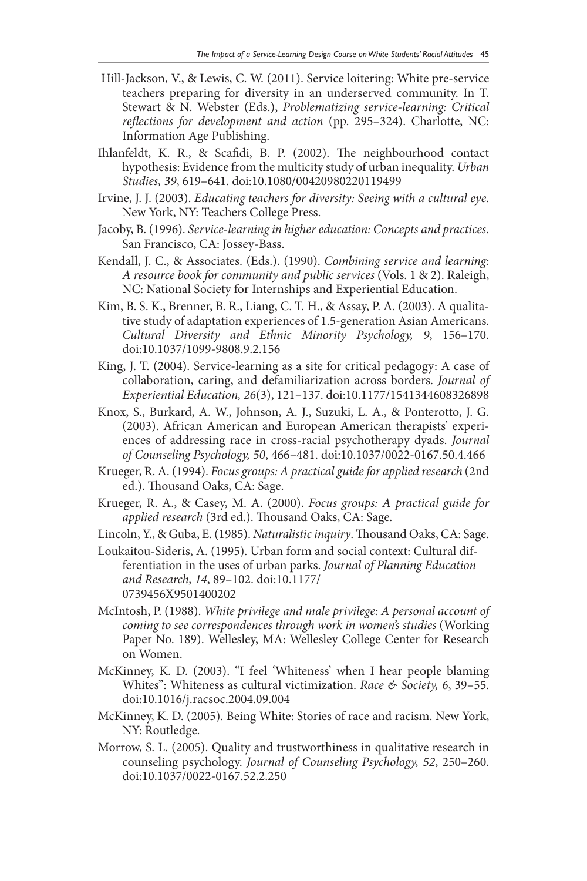Hill-Jackson, V., & Lewis, C. W. (2011). Service loitering: White pre-service teachers preparing for diversity in an underserved community. In T. Stewart & N. Webster (Eds.), *Problematizing service-learning: Critical reflections for development and action* (pp. 295–324). Charlotte, NC: Information Age Publishing.

Ihlanfeldt, K. R., & Scafidi, B. P. (2002). The neighbourhood contact hypothesis: Evidence from the multicity study of urban inequality. *Urban Studies, 39*, 619–641. doi:10.1080/00420980220119499

Irvine, J. J. (2003). *Educating teachers for diversity: Seeing with a cultural eye*. New York, NY: Teachers College Press.

Jacoby, B. (1996). *Service-learning in higher education: Concepts and practices*. San Francisco, CA: Jossey-Bass.

Kendall, J. C., & Associates. (Eds.). (1990). *Combining service and learning: A resource book for community and public services* (Vols. 1 & 2). Raleigh, NC: National Society for Internships and Experiential Education.

Kim, B. S. K., Brenner, B. R., Liang, C. T. H., & Assay, P. A. (2003). A qualitative study of adaptation experiences of 1.5-generation Asian Americans. *Cultural Diversity and Ethnic Minority Psychology, 9*, 156–170. doi:10.1037/1099-9808.9.2.156

King, J. T. (2004). Service-learning as a site for critical pedagogy: A case of collaboration, caring, and defamiliarization across borders. *Journal of Experiential Education, 26*(3), 121–137. doi:10.1177/1541344608326898

Knox, S., Burkard, A. W., Johnson, A. J., Suzuki, L. A., & Ponterotto, J. G. (2003). African American and European American therapists' experiences of addressing race in cross-racial psychotherapy dyads. *Journal of Counseling Psychology, 50*, 466–481. doi:10.1037/0022-0167.50.4.466

Krueger, R. A. (1994). *Focus groups: A practical guide for applied research* (2nd ed.). Thousand Oaks, CA: Sage.

Krueger, R. A., & Casey, M. A. (2000). *Focus groups: A practical guide for applied research* (3rd ed.). Thousand Oaks, CA: Sage.

Lincoln, Y., & Guba, E. (1985). *Naturalistic inquiry*. Thousand Oaks, CA: Sage.

Loukaitou-Sideris, A. (1995). Urban form and social context: Cultural differentiation in the uses of urban parks. *Journal of Planning Education and Research, 14*, 89–102. doi:10.1177/0739456X9501400202

McIntosh, P. (1988). *White privilege and male privilege: A personal account of coming to see correspondences through work in women's studies* (Working Paper No. 189). Wellesley, MA: Wellesley College Center for Research on Women.

McKinney, K. D. (2003). "I feel 'Whiteness' when I hear people blaming Whites": Whiteness as cultural victimization. *Race & Society, 6*, 39–55. doi:10.1016/j.racsoc.2004.09.004

McKinney, K. D. (2005). Being White: Stories of race and racism. New York, NY: Routledge.

Morrow, S. L. (2005). Quality and trustworthiness in qualitative research in counseling psychology. *Journal of Counseling Psychology, 52*, 250–260. doi:10.1037/0022-0167.52.2.250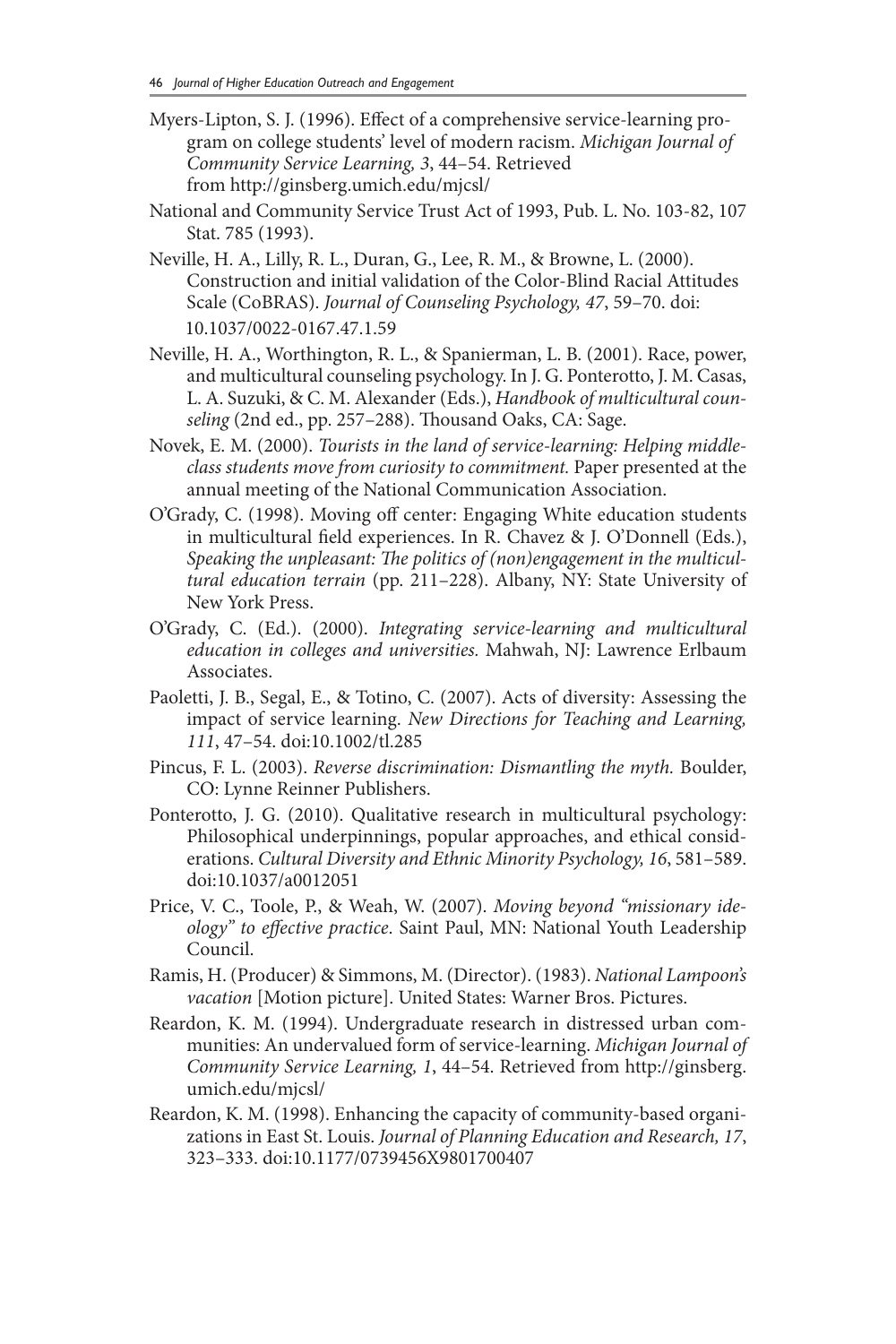Myers-Lipton, S. J. (1996). Effect of a comprehensive service-learning program on college students' level of modern racism. *Michigan Journal of Community Service Learning, 3*, 44–54. Retrieved from http://ginsberg.umich.edu/mjcsl/

National and Community Service Trust Act of 1993, Pub. L. No. 103-82, 107 Stat. 785 (1993).

Neville, H. A., Lilly, R. L., Duran, G., Lee, R. M., & Browne, L. (2000). Construction and initial validation of the Color-Blind Racial Attitudes Scale (CoBRAS). *Journal of Counseling Psychology, 47*, 59–70. doi: 10.1037/0022-0167.47.1.59

Neville, H. A., Worthington, R. L., & Spanierman, L. B. (2001). Race, power, and multicultural counseling psychology. In J. G. Ponterotto, J. M. Casas, L. A. Suzuki, & C. M. Alexander (Eds.), *Handbook of multicultural counseling* (2nd ed., pp. 257–288). Thousand Oaks, CA: Sage.

Novek, E. M. (2000). *Tourists in the land of service-learning: Helping middle-class students move from curiosity to commitment.* Paper presented at the annual meeting of the National Communication Association.

O'Grady, C. (1998). Moving off center: Engaging White education students in multicultural field experiences. In R. Chavez & J. O'Donnell (Eds.), *Speaking the unpleasant: The politics of (non)engagement in the multicultural education terrain* (pp. 211–228). Albany, NY: State University of New York Press.

O'Grady, C. (Ed.). (2000). *Integrating service-learning and multicultural education in colleges and universities.* Mahwah, NJ: Lawrence Erlbaum Associates.

Paoletti, J. B., Segal, E., & Totino, C. (2007). Acts of diversity: Assessing the impact of service learning. *New Directions for Teaching and Learning, 111*, 47–54. doi:10.1002/tl.285

Pincus, F. L. (2003). *Reverse discrimination: Dismantling the myth.* Boulder, CO: Lynne Reinner Publishers.

Ponterotto, J. G. (2010). Qualitative research in multicultural psychology: Philosophical underpinnings, popular approaches, and ethical considerations. *Cultural Diversity and Ethnic Minority Psychology, 16*, 581–589. doi:10.1037/a0012051

Price, V. C., Toole, P., & Weah, W. (2007). *Moving beyond "missionary ideology" to effective practice*. Saint Paul, MN: National Youth Leadership Council.

Ramis, H. (Producer) & Simmons, M. (Director). (1983). *National Lampoon's vacation* [Motion picture]. United States: Warner Bros. Pictures.

Reardon, K. M. (1994). Undergraduate research in distressed urban communities: An undervalued form of service-learning. *Michigan Journal of Community Service Learning, 1*, 44–54. Retrieved from http://ginsberg.umich.edu/mjcsl/

Reardon, K. M. (1998). Enhancing the capacity of community-based organizations in East St. Louis. *Journal of Planning Education and Research, 17*, 323–333. doi:10.1177/0739456X9801700407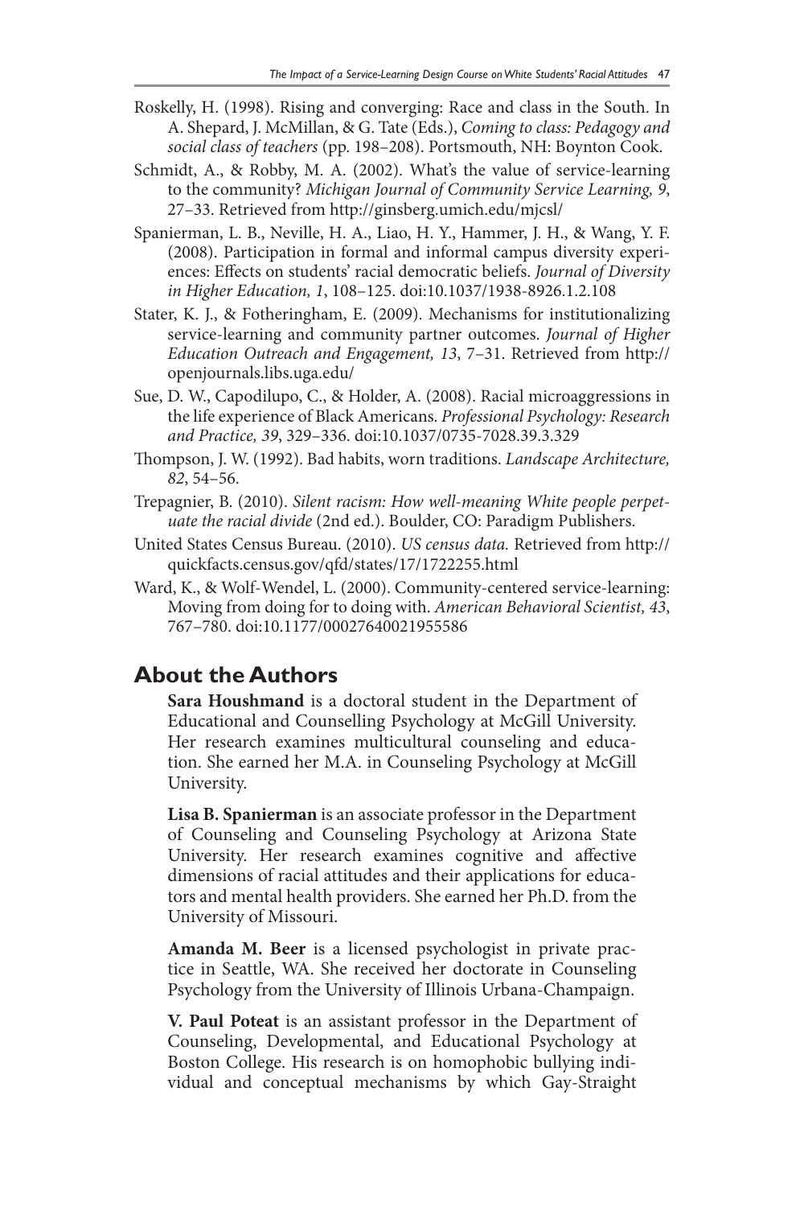Roskelly, H. (1998). Rising and converging: Race and class in the South. In A. Shepard, J. McMillan, & G. Tate (Eds.), *Coming to class: Pedagogy and social class of teachers* (pp. 198–208). Portsmouth, NH: Boynton Cook.

Schmidt, A., & Robby, M. A. (2002). What's the value of service-learning to the community? *Michigan Journal of Community Service Learning, 9*, 27–33. Retrieved from http://ginsberg.umich.edu/mjcsl/

Spanierman, L. B., Neville, H. A., Liao, H. Y., Hammer, J. H., & Wang, Y. F. (2008). Participation in formal and informal campus diversity experiences: Effects on students' racial democratic beliefs. *Journal of Diversity in Higher Education, 1*, 108–125. doi:10.1037/1938-8926.1.2.108

Stater, K. J., & Fotheringham, E. (2009). Mechanisms for institutionalizing service-learning and community partner outcomes. *Journal of Higher Education Outreach and Engagement, 13*, 7–31. Retrieved from http://openjournals.libs.uga.edu/

Sue, D. W., Capodilupo, C., & Holder, A. (2008). Racial microaggressions in the life experience of Black Americans. *Professional Psychology: Research and Practice, 39*, 329–336. doi:10.1037/0735-7028.39.3.329

Thompson, J. W. (1992). Bad habits, worn traditions. *Landscape Architecture, 82*, 54–56.

Trepagnier, B. (2010). *Silent racism: How well-meaning White people perpetuate the racial divide* (2nd ed.). Boulder, CO: Paradigm Publishers.

United States Census Bureau. (2010). *US census data.* Retrieved from http://quickfacts.census.gov/qfd/states/17/1722255.html

Ward, K., & Wolf-Wendel, L. (2000). Community-centered service-learning: Moving from doing for to doing with. *American Behavioral Scientist, 43*, 767–780. doi:10.1177/00027640021955586

## About the Authors

**Sara Houshmand** is a doctoral student in the Department of Educational and Counselling Psychology at McGill University. Her research examines multicultural counseling and education. She earned her M.A. in Counseling Psychology at McGill University.

**Lisa B. Spanierman** is an associate professor in the Department of Counseling and Counseling Psychology at Arizona State University. Her research examines cognitive and affective dimensions of racial attitudes and their applications for educators and mental health providers. She earned her Ph.D. from the University of Missouri.

**Amanda M. Beer** is a licensed psychologist in private practice in Seattle, WA. She received her doctorate in Counseling Psychology from the University of Illinois Urbana-Champaign.

**V. Paul Poteat** is an assistant professor in the Department of Counseling, Developmental, and Educational Psychology at Boston College. His research is on homophobic bullying individual and conceptual mechanisms by which Gay-Straight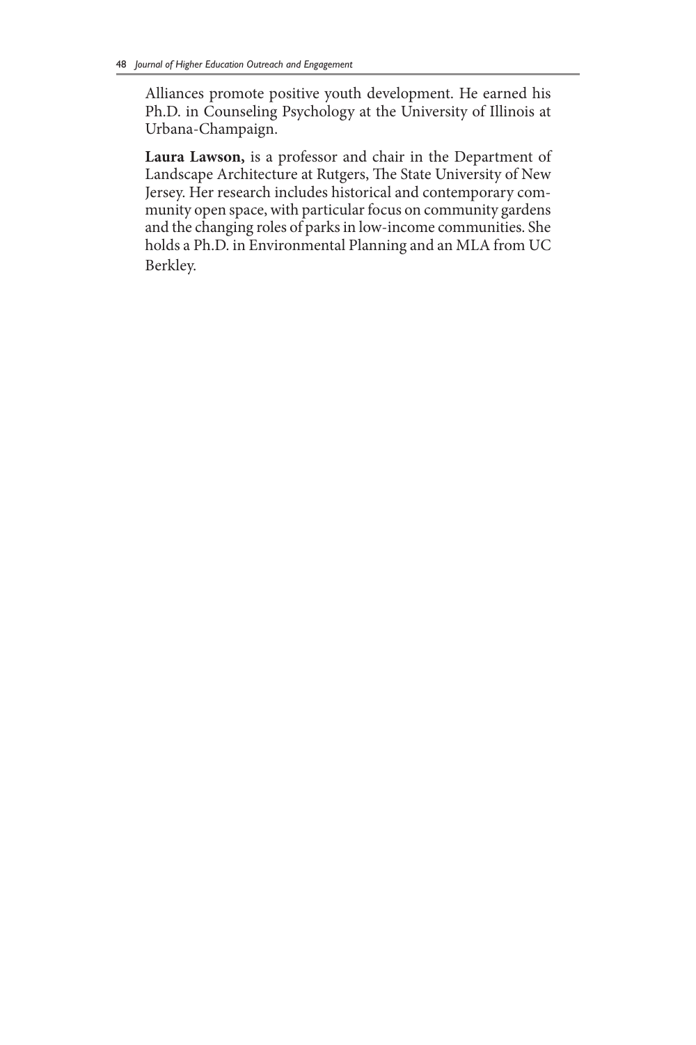Alliances promote positive youth development. He earned his Ph.D. in Counseling Psychology at the University of Illinois at Urbana-Champaign.

**Laura Lawson,** is a professor and chair in the Department of Landscape Architecture at Rutgers, The State University of New Jersey. Her research includes historical and contemporary community open space, with particular focus on community gardens and the changing roles of parks in low-income communities. She holds a Ph.D. in Environmental Planning and an MLA from UC Berkley.